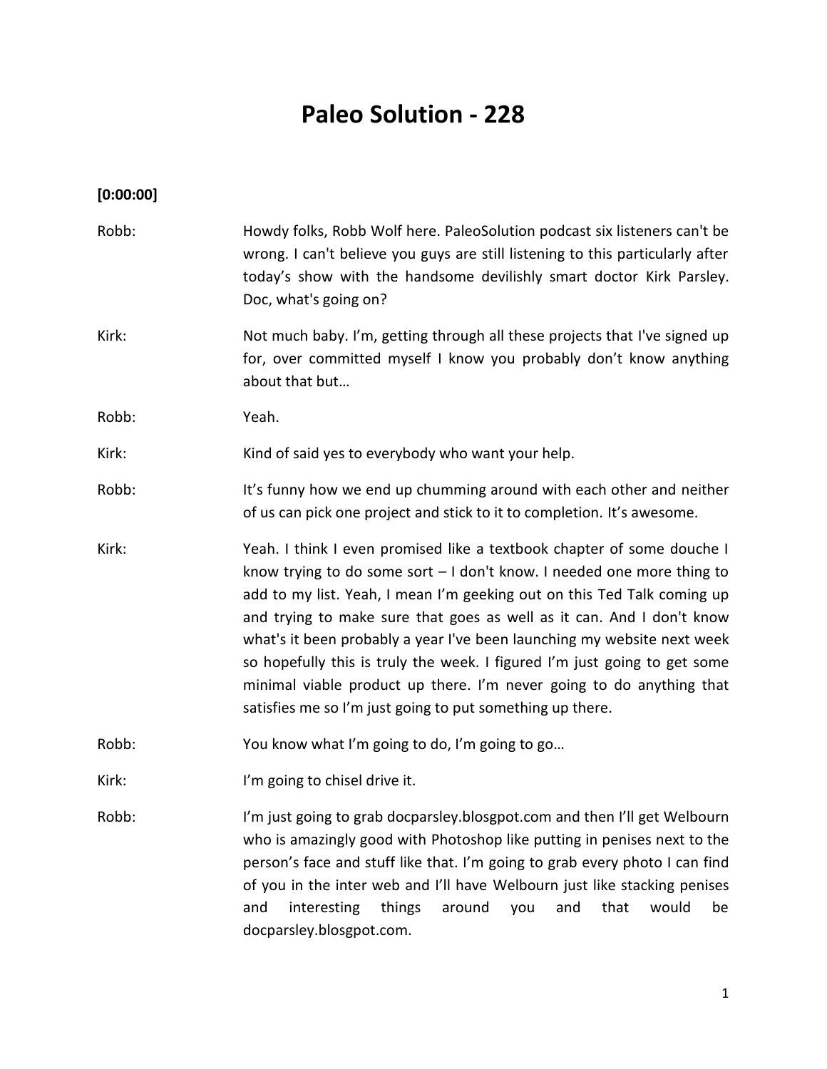# Paleo Solution - 228

**[0:00:00]**

Robb: Howdy folks, Robb Wolf here. PaleoSolution podcast six listeners can't be wrong. I can't believe you guys are still listening to this particularly after today's show with the handsome devilishly smart doctor Kirk Parsley. Doc, what's going on?

Kirk: Not much baby. I'm, getting through all these projects that I've signed up for, over committed myself I know you probably don't know anything about that but…

Robb: Yeah.

Kirk: Kind of said yes to everybody who want your help.

Robb: It's funny how we end up chumming around with each other and neither of us can pick one project and stick to it to completion. It's awesome.

Kirk: Yeah. I think I even promised like a textbook chapter of some douche I know trying to do some sort – I don't know. I needed one more thing to add to my list. Yeah, I mean I'm geeking out on this Ted Talk coming up and trying to make sure that goes as well as it can. And I don't know what's it been probably a year I've been launching my website next week so hopefully this is truly the week. I figured I'm just going to get some minimal viable product up there. I'm never going to do anything that satisfies me so I'm just going to put something up there.

Robb: You know what I'm going to do, I'm going to go…

Kirk: I'm going to chisel drive it.

Robb: I'm just going to grab docparsley.blogspot.com and then I'll get Welbourn who is amazingly good with Photoshop like putting in penises next to the person's face and stuff like that. I'm going to grab every photo I can find of you in the inter web and I'll have Welbourn just like stacking penises and interesting things around you and that would be docparsley.blogspot.com.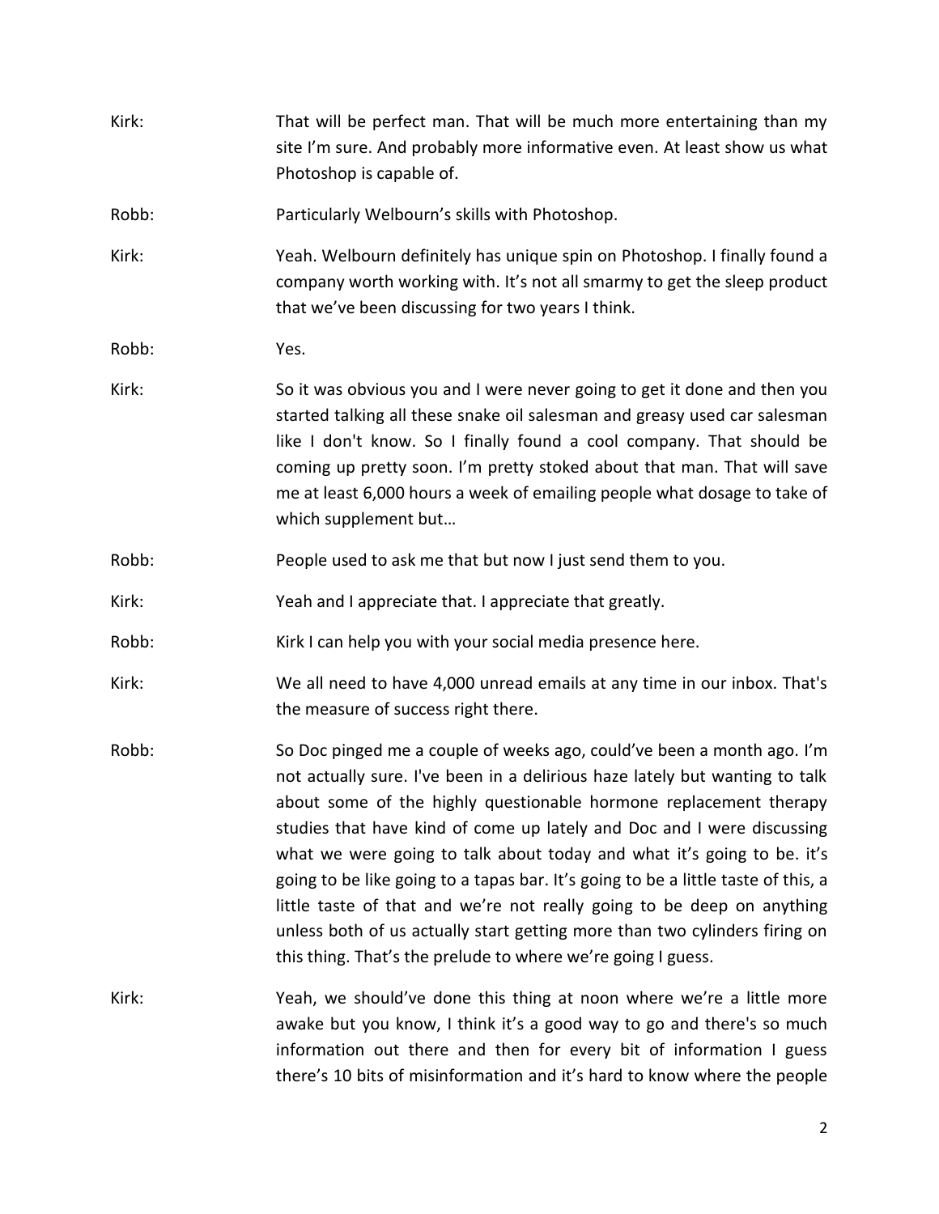Kirk: That will be perfect man. That will be much more entertaining than my site I'm sure. And probably more informative even. At least show us what Photoshop is capable of.

Robb: Particularly Welbourn's skills with Photoshop.

Kirk: Yeah. Welbourn definitely has unique spin on Photoshop. I finally found a company worth working with. It's not all smarmy to get the sleep product that we've been discussing for two years I think.

Robb: Yes.

Kirk: So it was obvious you and I were never going to get it done and then you started talking all these snake oil salesman and greasy used car salesman like I don't know. So I finally found a cool company. That should be coming up pretty soon. I'm pretty stoked about that man. That will save me at least 6,000 hours a week of emailing people what dosage to take of which supplement but…

Robb: People used to ask me that but now I just send them to you.

Kirk: Yeah and I appreciate that. I appreciate that greatly.

Robb: Kirk I can help you with your social media presence here.

Kirk: We all need to have 4,000 unread emails at any time in our inbox. That's the measure of success right there.

Robb: So Doc pinged me a couple of weeks ago, could've been a month ago. I'm not actually sure. I've been in a delirious haze lately but wanting to talk about some of the highly questionable hormone replacement therapy studies that have kind of come up lately and Doc and I were discussing what we were going to talk about today and what it's going to be. it's going to be like going to a tapas bar. It's going to be a little taste of this, a little taste of that and we're not really going to be deep on anything unless both of us actually start getting more than two cylinders firing on this thing. That's the prelude to where we're going I guess.

Kirk: Yeah, we should've done this thing at noon where we're a little more awake but you know, I think it's a good way to go and there's so much information out there and then for every bit of information I guess there's 10 bits of misinformation and it's hard to know where the people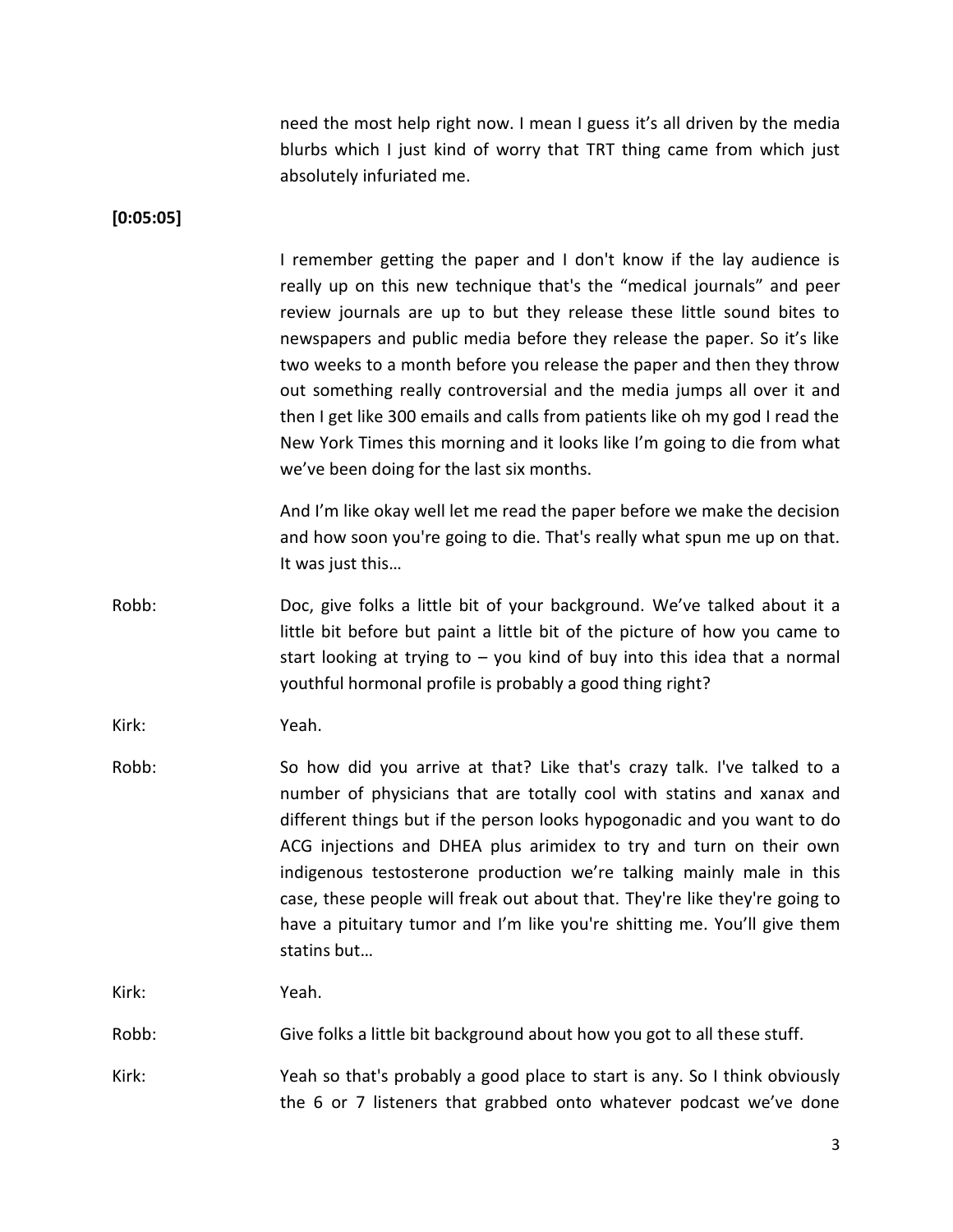need the most help right now. I mean I guess it's all driven by the media blurbs which I just kind of worry that TRT thing came from which just absolutely infuriated me.

**[0:05:05]**

I remember getting the paper and I don't know if the lay audience is really up on this new technique that's the "medical journals" and peer review journals are up to but they release these little sound bites to newspapers and public media before they release the paper. So it's like two weeks to a month before you release the paper and then they throw out something really controversial and the media jumps all over it and then I get like 300 emails and calls from patients like oh my god I read the New York Times this morning and it looks like I'm going to die from what we've been doing for the last six months.

And I'm like okay well let me read the paper before we make the decision and how soon you're going to die. That's really what spun me up on that. It was just this…

Robb: Doc, give folks a little bit of your background. We've talked about it a little bit before but paint a little bit of the picture of how you came to start looking at trying to – you kind of buy into this idea that a normal youthful hormonal profile is probably a good thing right?

Kirk: Yeah.

Robb: So how did you arrive at that? Like that's crazy talk. I've talked to a number of physicians that are totally cool with statins and xanax and different things but if the person looks hypogonadic and you want to do ACG injections and DHEA plus arimidex to try and turn on their own indigenous testosterone production we're talking mainly male in this case, these people will freak out about that. They're like they're going to have a pituitary tumor and I'm like you're shitting me. You'll give them statins but…

Kirk: Yeah.

Robb: Give folks a little bit background about how you got to all these stuff.

Kirk: Yeah so that's probably a good place to start is any. So I think obviously the 6 or 7 listeners that grabbed onto whatever podcast we've done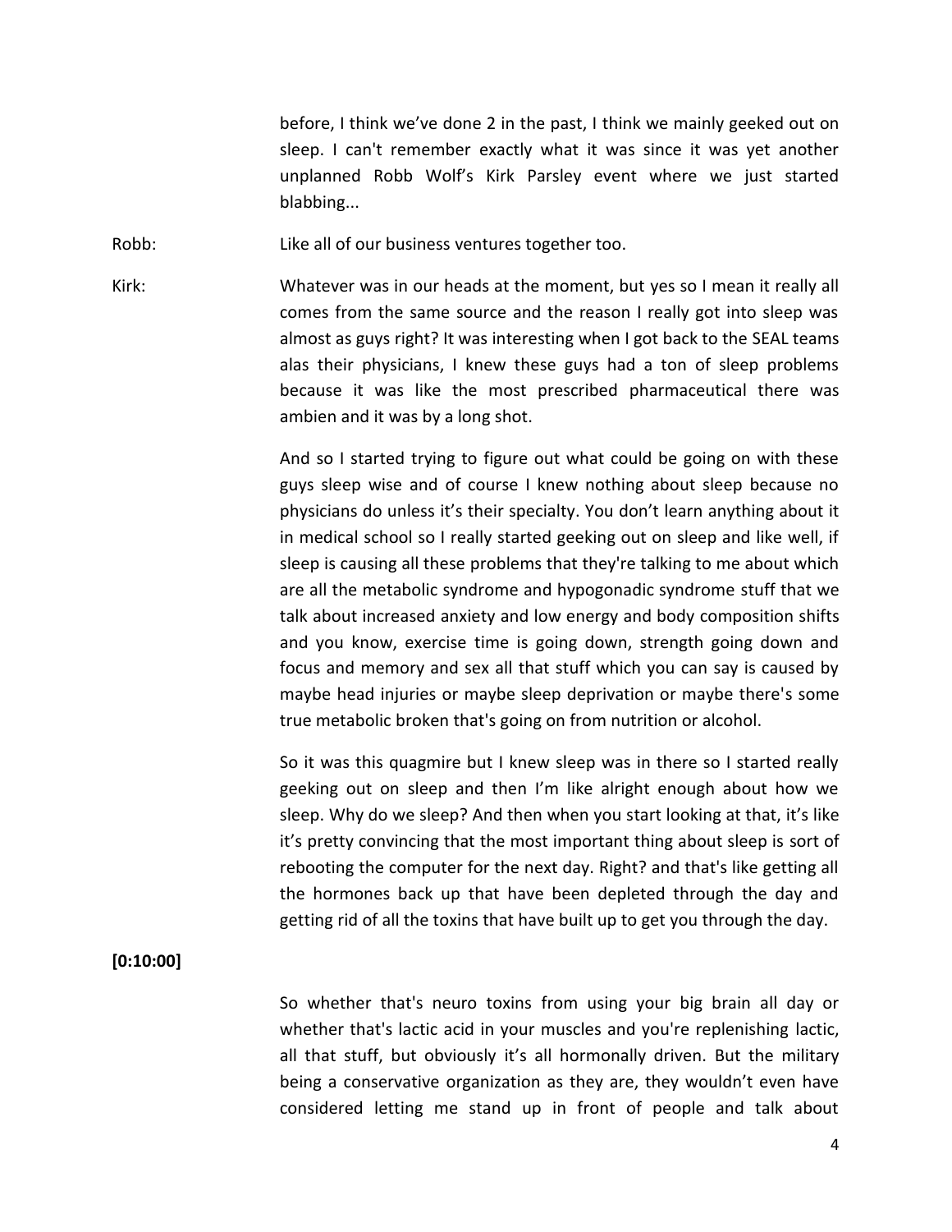before, I think we've done 2 in the past, I think we mainly geeked out on sleep. I can't remember exactly what it was since it was yet another unplanned Robb Wolf's Kirk Parsley event where we just started blabbing...

Robb: Like all of our business ventures together too.

Kirk: Whatever was in our heads at the moment, but yes so I mean it really all comes from the same source and the reason I really got into sleep was almost as guys right? It was interesting when I got back to the SEAL teams alas their physicians, I knew these guys had a ton of sleep problems because it was like the most prescribed pharmaceutical there was ambien and it was by a long shot.

And so I started trying to figure out what could be going on with these guys sleep wise and of course I knew nothing about sleep because no physicians do unless it's their specialty. You don't learn anything about it in medical school so I really started geeking out on sleep and like well, if sleep is causing all these problems that they're talking to me about which are all the metabolic syndrome and hypogonadic syndrome stuff that we talk about increased anxiety and low energy and body composition shifts and you know, exercise time is going down, strength going down and focus and memory and sex all that stuff which you can say is caused by maybe head injuries or maybe sleep deprivation or maybe there's some true metabolic broken that's going on from nutrition or alcohol.

So it was this quagmire but I knew sleep was in there so I started really geeking out on sleep and then I'm like alright enough about how we sleep. Why do we sleep? And then when you start looking at that, it's like it's pretty convincing that the most important thing about sleep is sort of rebooting the computer for the next day. Right? and that's like getting all the hormones back up that have been depleted through the day and getting rid of all the toxins that have built up to get you through the day.

**[0:10:00]**

So whether that's neuro toxins from using your big brain all day or whether that's lactic acid in your muscles and you're replenishing lactic, all that stuff, but obviously it's all hormonally driven. But the military being a conservative organization as they are, they wouldn't even have considered letting me stand up in front of people and talk about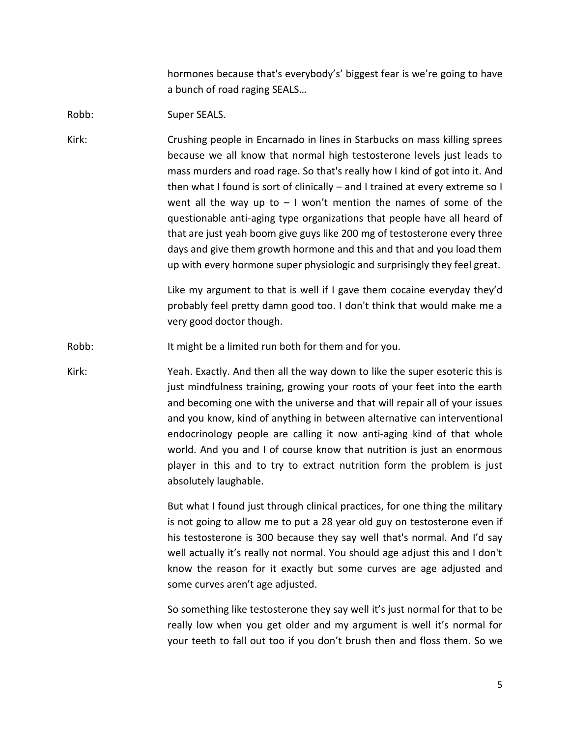hormones because that's everybody's' biggest fear is we're going to have a bunch of road raging SEALS…

Robb: Super SEALS.

Kirk: Crushing people in Encarnado in lines in Starbucks on mass killing sprees because we all know that normal high testosterone levels just leads to mass murders and road rage. So that's really how I kind of got into it. And then what I found is sort of clinically – and I trained at every extreme so I went all the way up to – I won't mention the names of some of the questionable anti-aging type organizations that people have all heard of that are just yeah boom give guys like 200 mg of testosterone every three days and give them growth hormone and this and that and you load them up with every hormone super physiologic and surprisingly they feel great.

Like my argument to that is well if I gave them cocaine everyday they'd probably feel pretty damn good too. I don't think that would make me a very good doctor though.

Robb: It might be a limited run both for them and for you.

Kirk: Yeah. Exactly. And then all the way down to like the super esoteric this is just mindfulness training, growing your roots of your feet into the earth and becoming one with the universe and that will repair all of your issues and you know, kind of anything in between alternative can interventional endocrinology people are calling it now anti-aging kind of that whole world. And you and I of course know that nutrition is just an enormous player in this and to try to extract nutrition form the problem is just absolutely laughable.

But what I found just through clinical practices, for one thing the military is not going to allow me to put a 28 year old guy on testosterone even if his testosterone is 300 because they say well that's normal. And I'd say well actually it's really not normal. You should age adjust this and I don't know the reason for it exactly but some curves are age adjusted and some curves aren't age adjusted.

So something like testosterone they say well it's just normal for that to be really low when you get older and my argument is well it's normal for your teeth to fall out too if you don't brush then and floss them. So we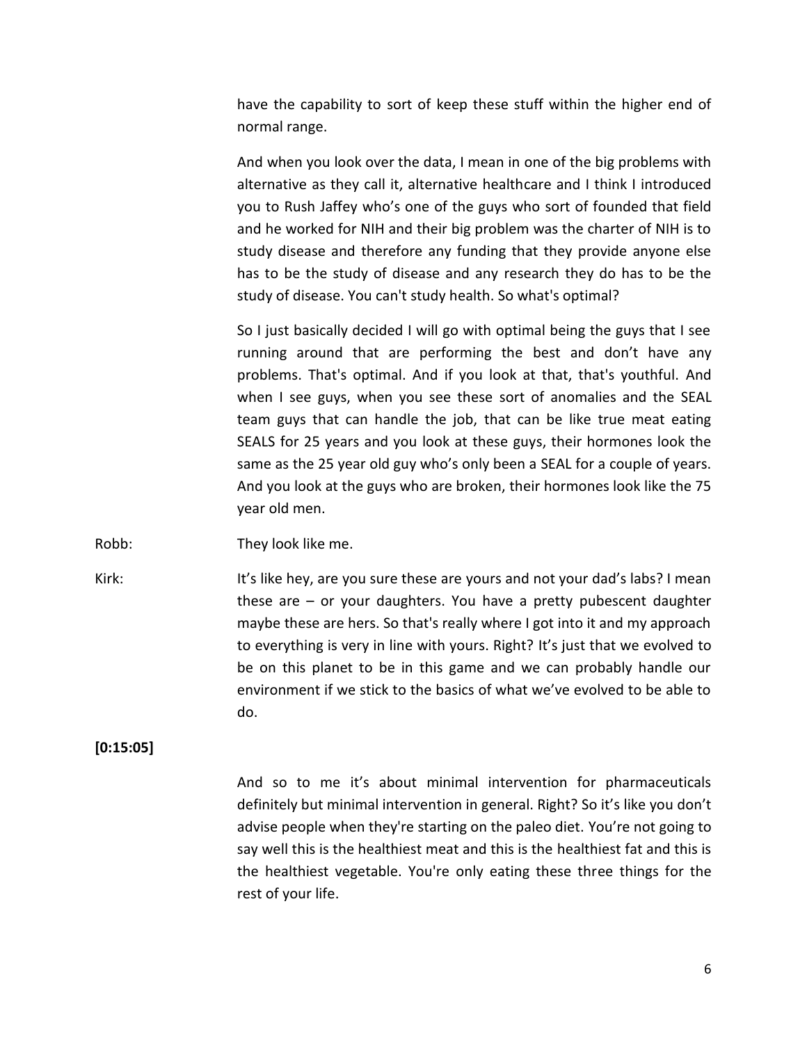have the capability to sort of keep these stuff within the higher end of normal range.

And when you look over the data, I mean in one of the big problems with alternative as they call it, alternative healthcare and I think I introduced you to Rush Jaffey who's one of the guys who sort of founded that field and he worked for NIH and their big problem was the charter of NIH is to study disease and therefore any funding that they provide anyone else has to be the study of disease and any research they do has to be the study of disease. You can't study health. So what's optimal?

So I just basically decided I will go with optimal being the guys that I see running around that are performing the best and don't have any problems. That's optimal. And if you look at that, that's youthful. And when I see guys, when you see these sort of anomalies and the SEAL team guys that can handle the job, that can be like true meat eating SEALS for 25 years and you look at these guys, their hormones look the same as the 25 year old guy who's only been a SEAL for a couple of years. And you look at the guys who are broken, their hormones look like the 75 year old men.

Robb: They look like me.

Kirk: It's like hey, are you sure these are yours and not your dad's labs? I mean these are – or your daughters. You have a pretty pubescent daughter maybe these are hers. So that's really where I got into it and my approach to everything is very in line with yours. Right? It's just that we evolved to be on this planet to be in this game and we can probably handle our environment if we stick to the basics of what we've evolved to be able to do.

**[0:15:05]**

And so to me it's about minimal intervention for pharmaceuticals definitely but minimal intervention in general. Right? So it's like you don't advise people when they're starting on the paleo diet. You're not going to say well this is the healthiest meat and this is the healthiest fat and this is the healthiest vegetable. You're only eating these three things for the rest of your life.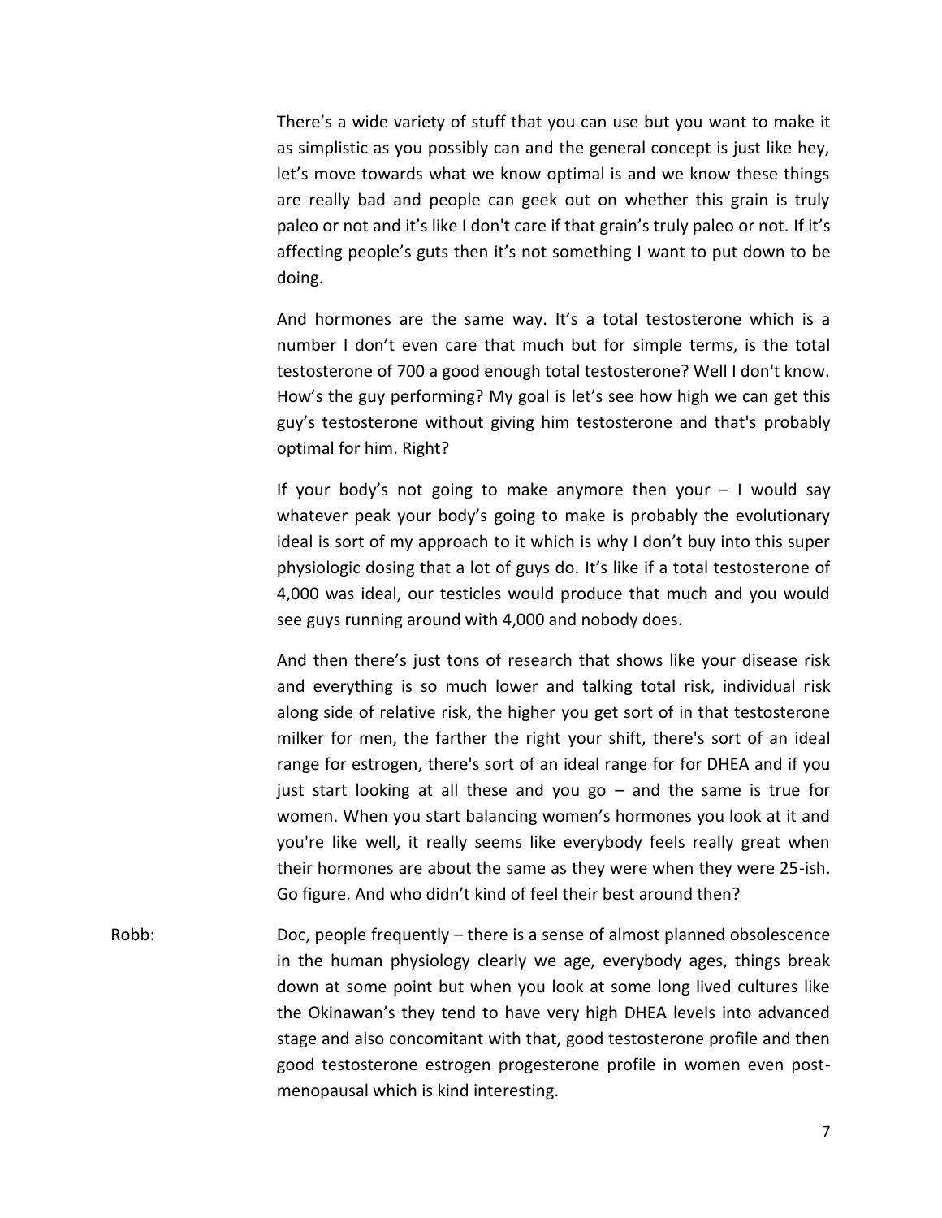There's a wide variety of stuff that you can use but you want to make it as simplistic as you possibly can and the general concept is just like hey, let's move towards what we know optimal is and we know these things are really bad and people can geek out on whether this grain is truly paleo or not and it's like I don't care if that grain's truly paleo or not. If it's affecting people's guts then it's not something I want to put down to be doing.

And hormones are the same way. It's a total testosterone which is a number I don't even care that much but for simple terms, is the total testosterone of 700 a good enough total testosterone? Well I don't know. How's the guy performing? My goal is let's see how high we can get this guy's testosterone without giving him testosterone and that's probably optimal for him. Right?

If your body's not going to make anymore then your – I would say whatever peak your body's going to make is probably the evolutionary ideal is sort of my approach to it which is why I don't buy into this super physiologic dosing that a lot of guys do. It's like if a total testosterone of 4,000 was ideal, our testicles would produce that much and you would see guys running around with 4,000 and nobody does.

And then there's just tons of research that shows like your disease risk and everything is so much lower and talking total risk, individual risk along side of relative risk, the higher you get sort of in that testosterone milker for men, the farther the right your shift, there's sort of an ideal range for estrogen, there's sort of an ideal range for for DHEA and if you just start looking at all these and you go – and the same is true for women. When you start balancing women's hormones you look at it and you're like well, it really seems like everybody feels really great when their hormones are about the same as they were when they were 25-ish. Go figure. And who didn't kind of feel their best around then?

Robb: Doc, people frequently – there is a sense of almost planned obsolescence in the human physiology clearly we age, everybody ages, things break down at some point but when you look at some long lived cultures like the Okinawan's they tend to have very high DHEA levels into advanced stage and also concomitant with that, good testosterone profile and then good testosterone estrogen progesterone profile in women even post-menopausal which is kind interesting.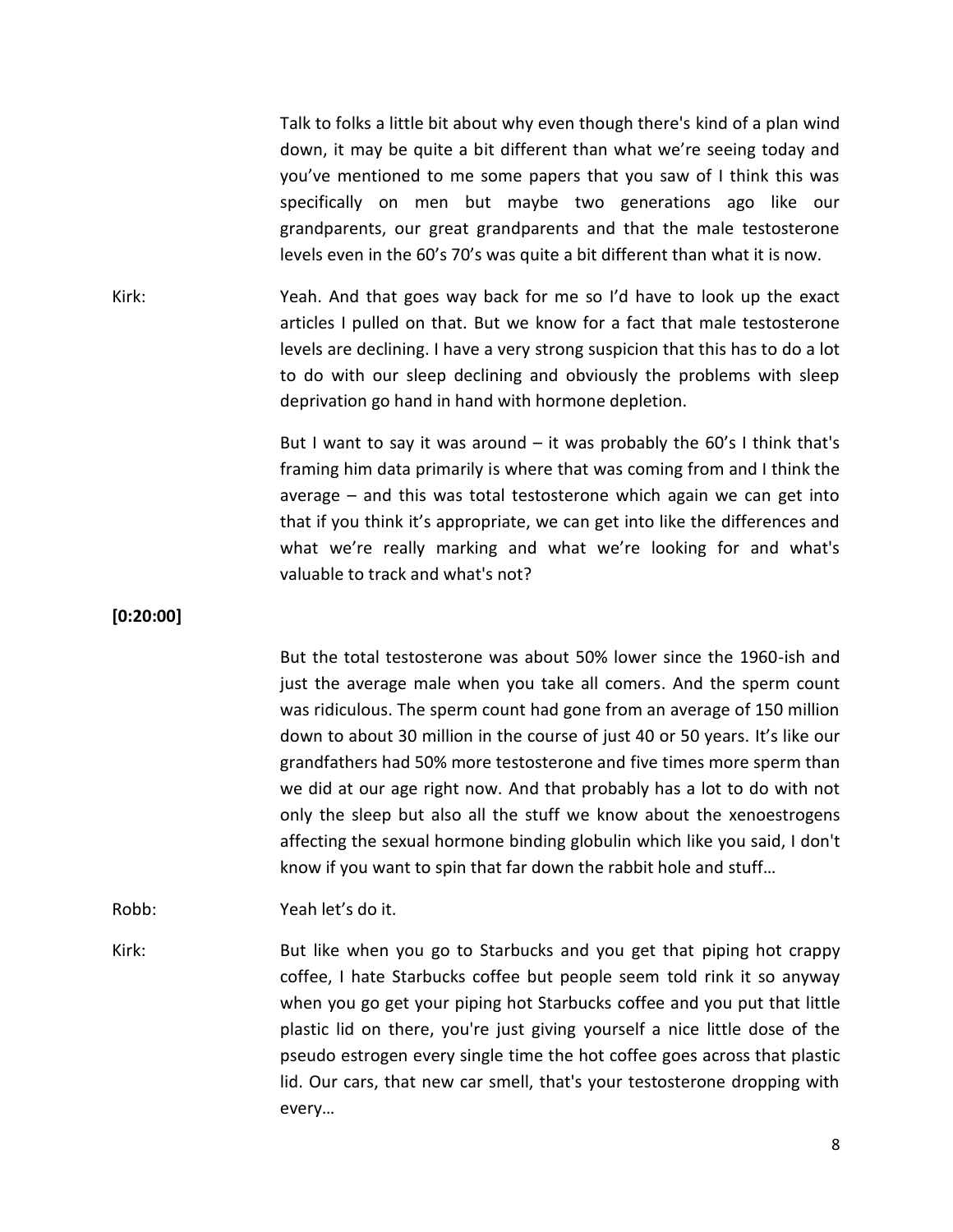Talk to folks a little bit about why even though there's kind of a plan wind down, it may be quite a bit different than what we're seeing today and you've mentioned to me some papers that you saw of I think this was specifically on men but maybe two generations ago like our grandparents, our great grandparents and that the male testosterone levels even in the 60's 70's was quite a bit different than what it is now.

Kirk: Yeah. And that goes way back for me so I'd have to look up the exact articles I pulled on that. But we know for a fact that male testosterone levels are declining. I have a very strong suspicion that this has to do a lot to do with our sleep declining and obviously the problems with sleep deprivation go hand in hand with hormone depletion.

But I want to say it was around – it was probably the 60's I think that's framing him data primarily is where that was coming from and I think the average – and this was total testosterone which again we can get into that if you think it's appropriate, we can get into like the differences and what we're really marking and what we're looking for and what's valuable to track and what's not?

**[0:20:00]**

But the total testosterone was about 50% lower since the 1960-ish and just the average male when you take all comers. And the sperm count was ridiculous. The sperm count had gone from an average of 150 million down to about 30 million in the course of just 40 or 50 years. It's like our grandfathers had 50% more testosterone and five times more sperm than we did at our age right now. And that probably has a lot to do with not only the sleep but also all the stuff we know about the xenoestrogens affecting the sexual hormone binding globulin which like you said, I don't know if you want to spin that far down the rabbit hole and stuff…

Robb: Yeah let's do it.

Kirk: But like when you go to Starbucks and you get that piping hot crappy coffee, I hate Starbucks coffee but people seem told rink it so anyway when you go get your piping hot Starbucks coffee and you put that little plastic lid on there, you're just giving yourself a nice little dose of the pseudo estrogen every single time the hot coffee goes across that plastic lid. Our cars, that new car smell, that's your testosterone dropping with every…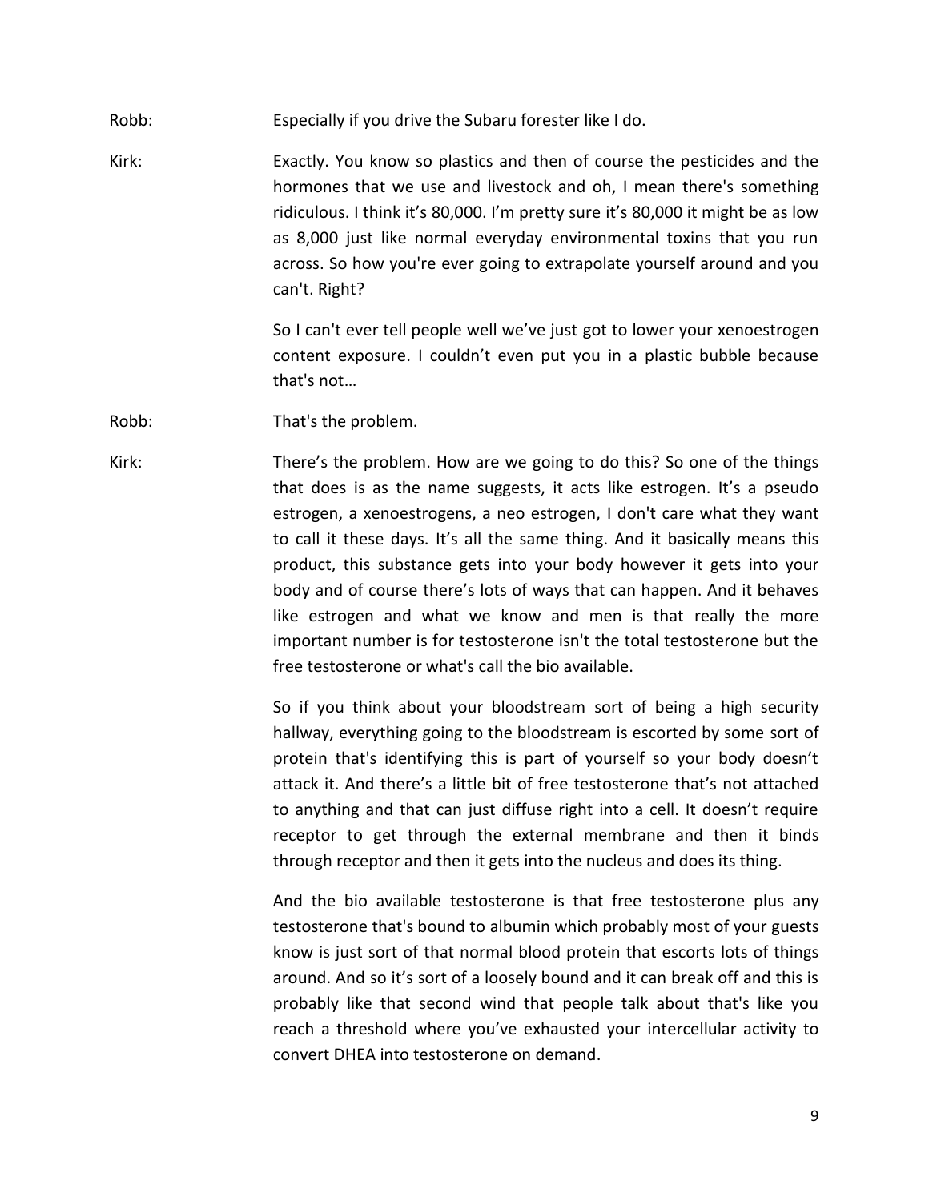Robb: Especially if you drive the Subaru forester like I do.

Kirk: Exactly. You know so plastics and then of course the pesticides and the hormones that we use and livestock and oh, I mean there's something ridiculous. I think it's 80,000. I'm pretty sure it's 80,000 it might be as low as 8,000 just like normal everyday environmental toxins that you run across. So how you're ever going to extrapolate yourself around and you can't. Right?

So I can't ever tell people well we've just got to lower your xenoestrogen content exposure. I couldn't even put you in a plastic bubble because that's not…

Robb: That's the problem.

Kirk: There's the problem. How are we going to do this? So one of the things that does is as the name suggests, it acts like estrogen. It's a pseudo estrogen, a xenoestrogens, a neo estrogen, I don't care what they want to call it these days. It's all the same thing. And it basically means this product, this substance gets into your body however it gets into your body and of course there's lots of ways that can happen. And it behaves like estrogen and what we know and men is that really the more important number is for testosterone isn't the total testosterone but the free testosterone or what's call the bio available.

So if you think about your bloodstream sort of being a high security hallway, everything going to the bloodstream is escorted by some sort of protein that's identifying this is part of yourself so your body doesn't attack it. And there's a little bit of free testosterone that's not attached to anything and that can just diffuse right into a cell. It doesn't require receptor to get through the external membrane and then it binds through receptor and then it gets into the nucleus and does its thing.

And the bio available testosterone is that free testosterone plus any testosterone that's bound to albumin which probably most of your guests know is just sort of that normal blood protein that escorts lots of things around. And so it's sort of a loosely bound and it can break off and this is probably like that second wind that people talk about that's like you reach a threshold where you've exhausted your intercellular activity to convert DHEA into testosterone on demand.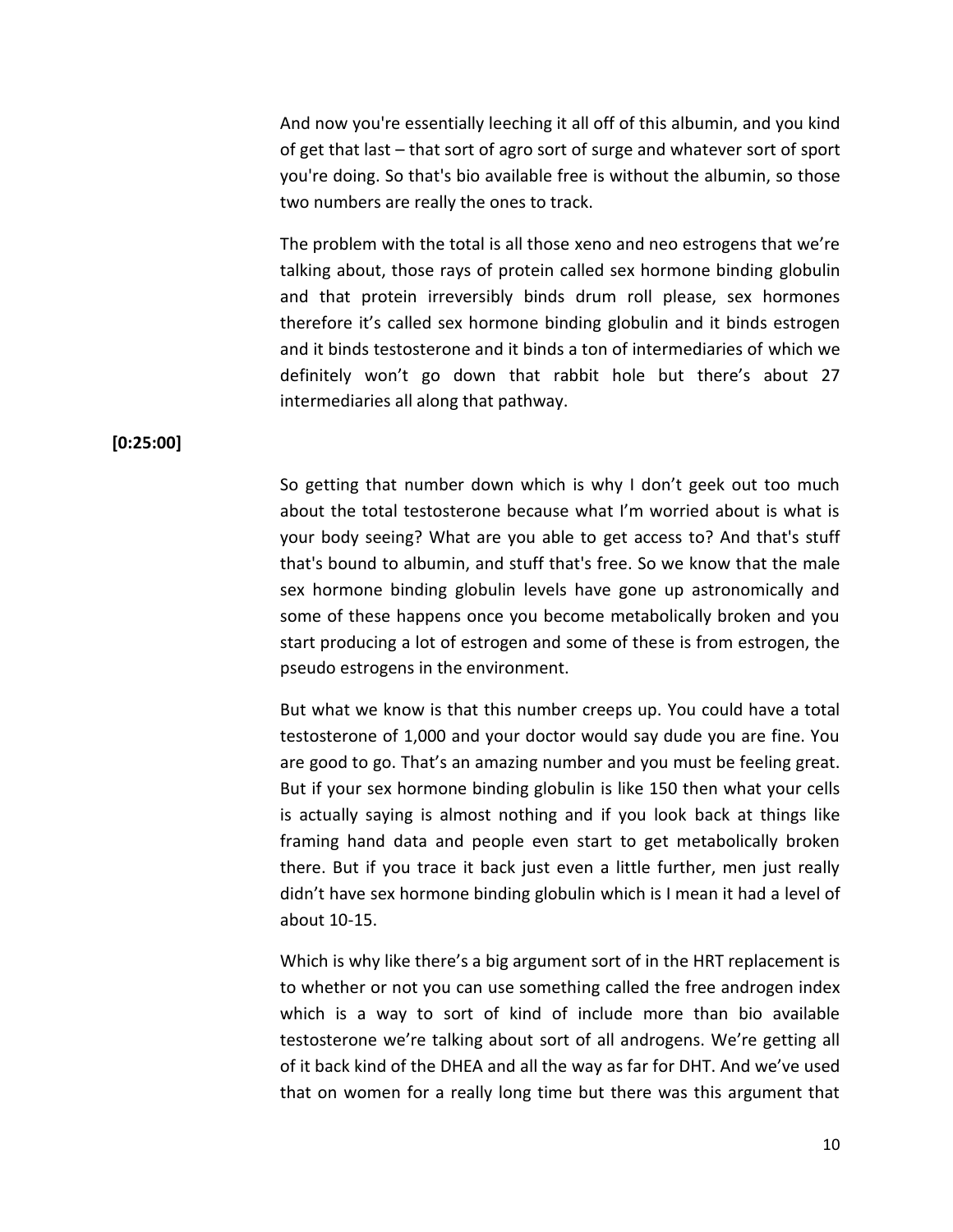And now you're essentially leeching it all off of this albumin, and you kind of get that last – that sort of agro sort of surge and whatever sort of sport you're doing. So that's bio available free is without the albumin, so those two numbers are really the ones to track.

The problem with the total is all those xeno and neo estrogens that we're talking about, those rays of protein called sex hormone binding globulin and that protein irreversibly binds drum roll please, sex hormones therefore it's called sex hormone binding globulin and it binds estrogen and it binds testosterone and it binds a ton of intermediaries of which we definitely won't go down that rabbit hole but there's about 27 intermediaries all along that pathway.

**[0:25:00]**

So getting that number down which is why I don't geek out too much about the total testosterone because what I'm worried about is what is your body seeing? What are you able to get access to? And that's stuff that's bound to albumin, and stuff that's free. So we know that the male sex hormone binding globulin levels have gone up astronomically and some of these happens once you become metabolically broken and you start producing a lot of estrogen and some of these is from estrogen, the pseudo estrogens in the environment.

But what we know is that this number creeps up. You could have a total testosterone of 1,000 and your doctor would say dude you are fine. You are good to go. That's an amazing number and you must be feeling great. But if your sex hormone binding globulin is like 150 then what your cells is actually saying is almost nothing and if you look back at things like framing hand data and people even start to get metabolically broken there. But if you trace it back just even a little further, men just really didn't have sex hormone binding globulin which is I mean it had a level of about 10-15.

Which is why like there's a big argument sort of in the HRT replacement is to whether or not you can use something called the free androgen index which is a way to sort of kind of include more than bio available testosterone we're talking about sort of all androgens. We're getting all of it back kind of the DHEA and all the way as far for DHT. And we've used that on women for a really long time but there was this argument that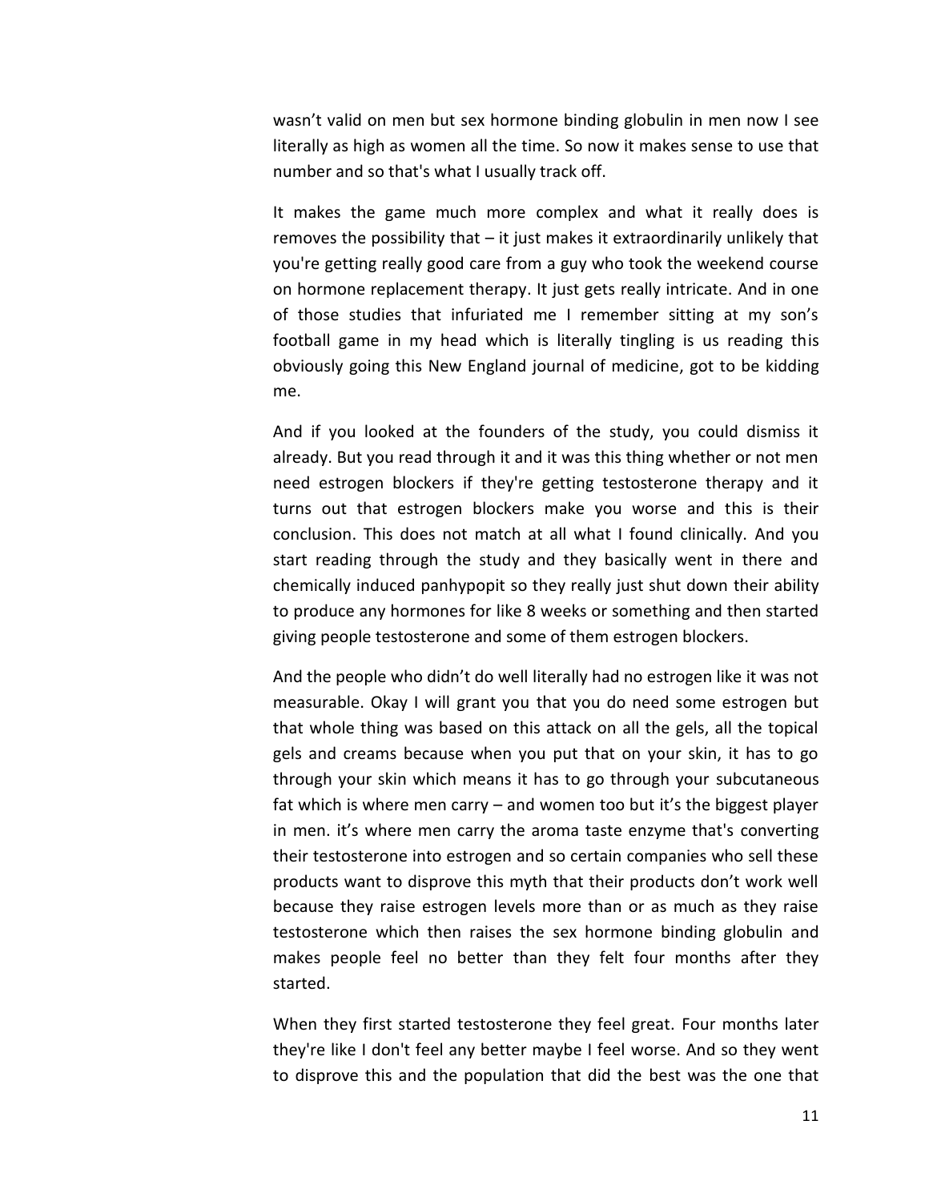wasn't valid on men but sex hormone binding globulin in men now I see literally as high as women all the time. So now it makes sense to use that number and so that's what I usually track off.

It makes the game much more complex and what it really does is removes the possibility that – it just makes it extraordinarily unlikely that you're getting really good care from a guy who took the weekend course on hormone replacement therapy. It just gets really intricate. And in one of those studies that infuriated me I remember sitting at my son's football game in my head which is literally tingling is us reading this obviously going this New England journal of medicine, got to be kidding me.

And if you looked at the founders of the study, you could dismiss it already. But you read through it and it was this thing whether or not men need estrogen blockers if they're getting testosterone therapy and it turns out that estrogen blockers make you worse and this is their conclusion. This does not match at all what I found clinically. And you start reading through the study and they basically went in there and chemically induced panhypopit so they really just shut down their ability to produce any hormones for like 8 weeks or something and then started giving people testosterone and some of them estrogen blockers.

And the people who didn't do well literally had no estrogen like it was not measurable. Okay I will grant you that you do need some estrogen but that whole thing was based on this attack on all the gels, all the topical gels and creams because when you put that on your skin, it has to go through your skin which means it has to go through your subcutaneous fat which is where men carry – and women too but it's the biggest player in men. it's where men carry the aroma taste enzyme that's converting their testosterone into estrogen and so certain companies who sell these products want to disprove this myth that their products don't work well because they raise estrogen levels more than or as much as they raise testosterone which then raises the sex hormone binding globulin and makes people feel no better than they felt four months after they started.

When they first started testosterone they feel great. Four months later they're like I don't feel any better maybe I feel worse. And so they went to disprove this and the population that did the best was the one that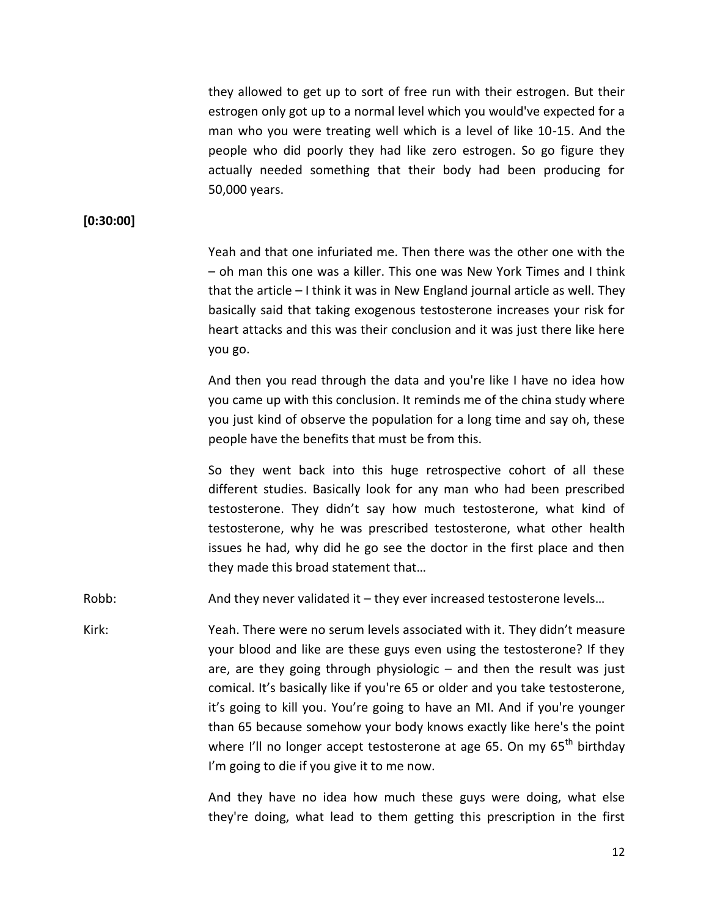they allowed to get up to sort of free run with their estrogen. But their estrogen only got up to a normal level which you would've expected for a man who you were treating well which is a level of like 10-15. And the people who did poorly they had like zero estrogen. So go figure they actually needed something that their body had been producing for 50,000 years.

**[0:30:00]**

Yeah and that one infuriated me. Then there was the other one with the – oh man this one was a killer. This one was New York Times and I think that the article – I think it was in New England journal article as well. They basically said that taking exogenous testosterone increases your risk for heart attacks and this was their conclusion and it was just there like here you go.

And then you read through the data and you're like I have no idea how you came up with this conclusion. It reminds me of the china study where you just kind of observe the population for a long time and say oh, these people have the benefits that must be from this.

So they went back into this huge retrospective cohort of all these different studies. Basically look for any man who had been prescribed testosterone. They didn't say how much testosterone, what kind of testosterone, why he was prescribed testosterone, what other health issues he had, why did he go see the doctor in the first place and then they made this broad statement that…

Robb: And they never validated it – they ever increased testosterone levels…

Kirk: Yeah. There were no serum levels associated with it. They didn't measure your blood and like are these guys even using the testosterone? If they are, are they going through physiologic – and then the result was just comical. It's basically like if you're 65 or older and you take testosterone, it's going to kill you. You're going to have an MI. And if you're younger than 65 because somehow your body knows exactly like here's the point where I'll no longer accept testosterone at age 65. On my 65th birthday I'm going to die if you give it to me now.

And they have no idea how much these guys were doing, what else they're doing, what lead to them getting this prescription in the first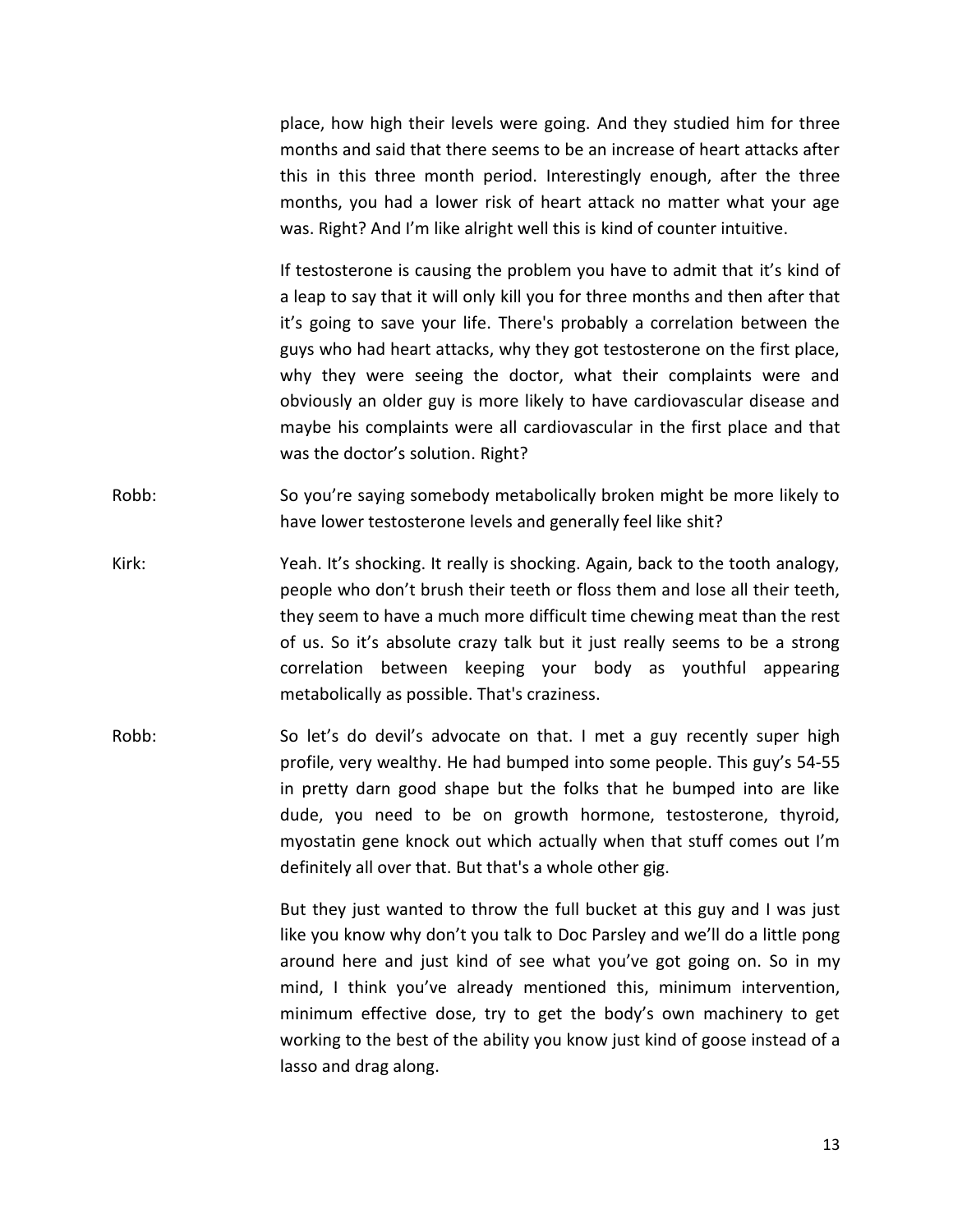place, how high their levels were going. And they studied him for three months and said that there seems to be an increase of heart attacks after this in this three month period. Interestingly enough, after the three months, you had a lower risk of heart attack no matter what your age was. Right? And I'm like alright well this is kind of counter intuitive.

If testosterone is causing the problem you have to admit that it's kind of a leap to say that it will only kill you for three months and then after that it's going to save your life. There's probably a correlation between the guys who had heart attacks, why they got testosterone on the first place, why they were seeing the doctor, what their complaints were and obviously an older guy is more likely to have cardiovascular disease and maybe his complaints were all cardiovascular in the first place and that was the doctor's solution. Right?

Robb: So you're saying somebody metabolically broken might be more likely to have lower testosterone levels and generally feel like shit?

Kirk: Yeah. It's shocking. It really is shocking. Again, back to the tooth analogy, people who don't brush their teeth or floss them and lose all their teeth, they seem to have a much more difficult time chewing meat than the rest of us. So it's absolute crazy talk but it just really seems to be a strong correlation between keeping your body as youthful appearing metabolically as possible. That's craziness.

Robb: So let's do devil's advocate on that. I met a guy recently super high profile, very wealthy. He had bumped into some people. This guy's 54-55 in pretty darn good shape but the folks that he bumped into are like dude, you need to be on growth hormone, testosterone, thyroid, myostatin gene knock out which actually when that stuff comes out I'm definitely all over that. But that's a whole other gig.

But they just wanted to throw the full bucket at this guy and I was just like you know why don't you talk to Doc Parsley and we'll do a little pong around here and just kind of see what you've got going on. So in my mind, I think you've already mentioned this, minimum intervention, minimum effective dose, try to get the body's own machinery to get working to the best of the ability you know just kind of goose instead of a lasso and drag along.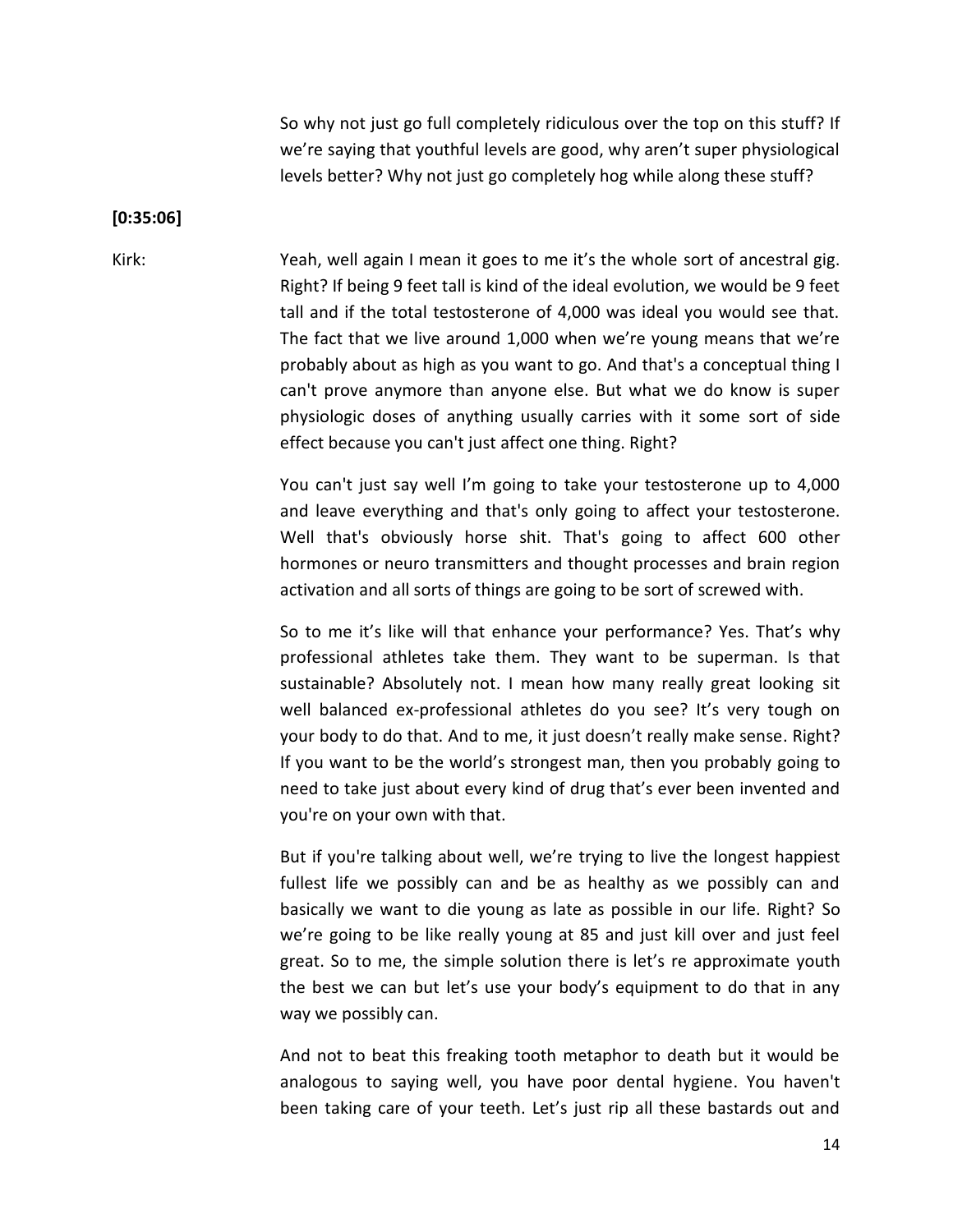So why not just go full completely ridiculous over the top on this stuff? If we're saying that youthful levels are good, why aren't super physiological levels better? Why not just go completely hog while along these stuff?

**[0:35:06]**

Kirk: Yeah, well again I mean it goes to me it's the whole sort of ancestral gig. Right? If being 9 feet tall is kind of the ideal evolution, we would be 9 feet tall and if the total testosterone of 4,000 was ideal you would see that. The fact that we live around 1,000 when we're young means that we're probably about as high as you want to go. And that's a conceptual thing I can't prove anymore than anyone else. But what we do know is super physiologic doses of anything usually carries with it some sort of side effect because you can't just affect one thing. Right?

You can't just say well I'm going to take your testosterone up to 4,000 and leave everything and that's only going to affect your testosterone. Well that's obviously horse shit. That's going to affect 600 other hormones or neuro transmitters and thought processes and brain region activation and all sorts of things are going to be sort of screwed with.

So to me it's like will that enhance your performance? Yes. That's why professional athletes take them. They want to be superman. Is that sustainable? Absolutely not. I mean how many really great looking sit well balanced ex-professional athletes do you see? It's very tough on your body to do that. And to me, it just doesn't really make sense. Right? If you want to be the world's strongest man, then you probably going to need to take just about every kind of drug that's ever been invented and you're on your own with that.

But if you're talking about well, we're trying to live the longest happiest fullest life we possibly can and be as healthy as we possibly can and basically we want to die young as late as possible in our life. Right? So we're going to be like really young at 85 and just kill over and just feel great. So to me, the simple solution there is let's re approximate youth the best we can but let's use your body's equipment to do that in any way we possibly can.

And not to beat this freaking tooth metaphor to death but it would be analogous to saying well, you have poor dental hygiene. You haven't been taking care of your teeth. Let's just rip all these bastards out and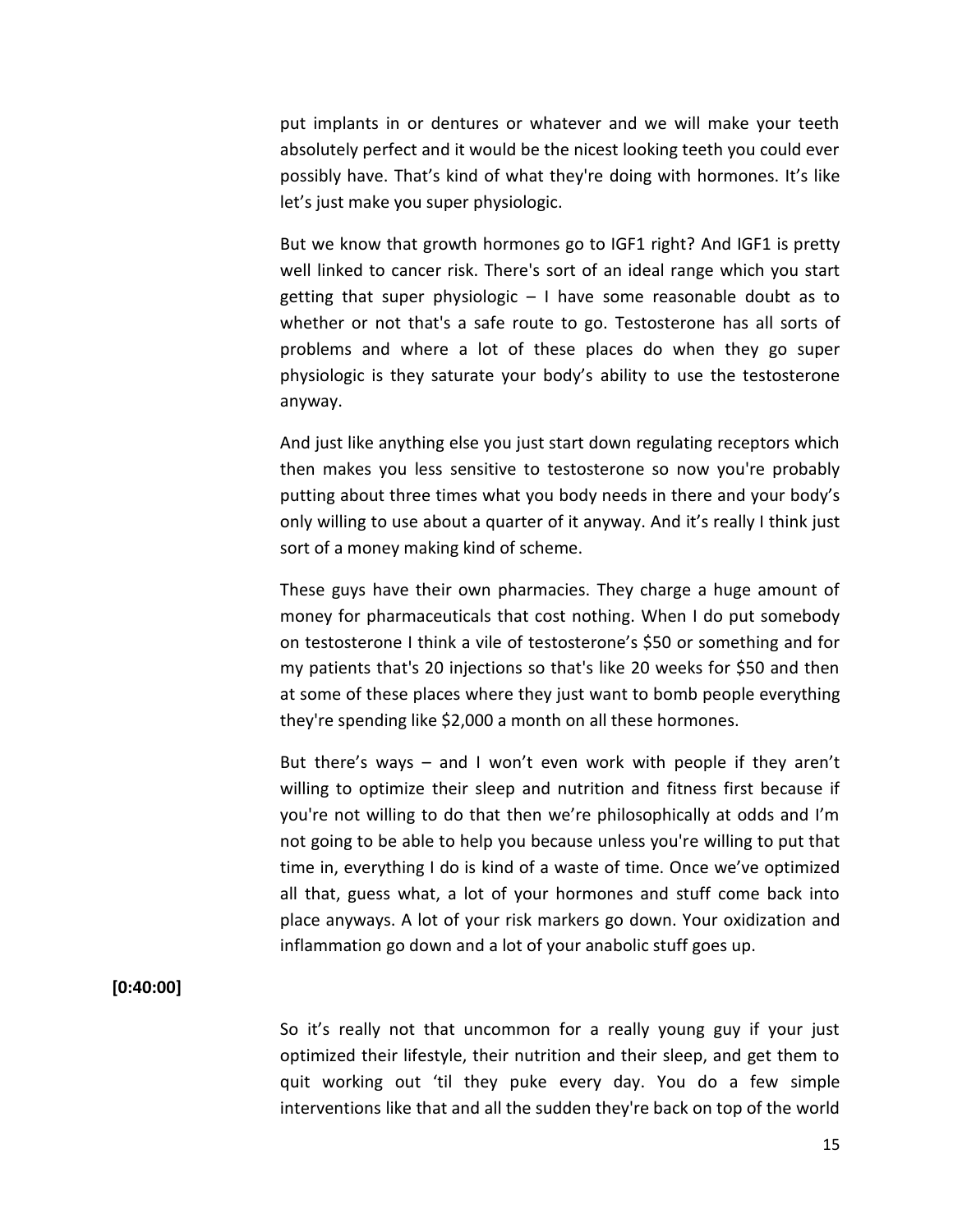put implants in or dentures or whatever and we will make your teeth absolutely perfect and it would be the nicest looking teeth you could ever possibly have. That's kind of what they're doing with hormones. It's like let's just make you super physiologic.

But we know that growth hormones go to IGF1 right? And IGF1 is pretty well linked to cancer risk. There's sort of an ideal range which you start getting that super physiologic – I have some reasonable doubt as to whether or not that's a safe route to go. Testosterone has all sorts of problems and where a lot of these places do when they go super physiologic is they saturate your body's ability to use the testosterone anyway.

And just like anything else you just start down regulating receptors which then makes you less sensitive to testosterone so now you're probably putting about three times what you body needs in there and your body's only willing to use about a quarter of it anyway. And it's really I think just sort of a money making kind of scheme.

These guys have their own pharmacies. They charge a huge amount of money for pharmaceuticals that cost nothing. When I do put somebody on testosterone I think a vile of testosterone's $50 or something and for my patients that's 20 injections so that's like 20 weeks for $50 and then at some of these places where they just want to bomb people everything they're spending like $2,000 a month on all these hormones.

But there's ways – and I won't even work with people if they aren't willing to optimize their sleep and nutrition and fitness first because if you're not willing to do that then we're philosophically at odds and I'm not going to be able to help you because unless you're willing to put that time in, everything I do is kind of a waste of time. Once we've optimized all that, guess what, a lot of your hormones and stuff come back into place anyways. A lot of your risk markers go down. Your oxidization and inflammation go down and a lot of your anabolic stuff goes up.

**[0:40:00]**

So it's really not that uncommon for a really young guy if your just optimized their lifestyle, their nutrition and their sleep, and get them to quit working out 'til they puke every day. You do a few simple interventions like that and all the sudden they're back on top of the world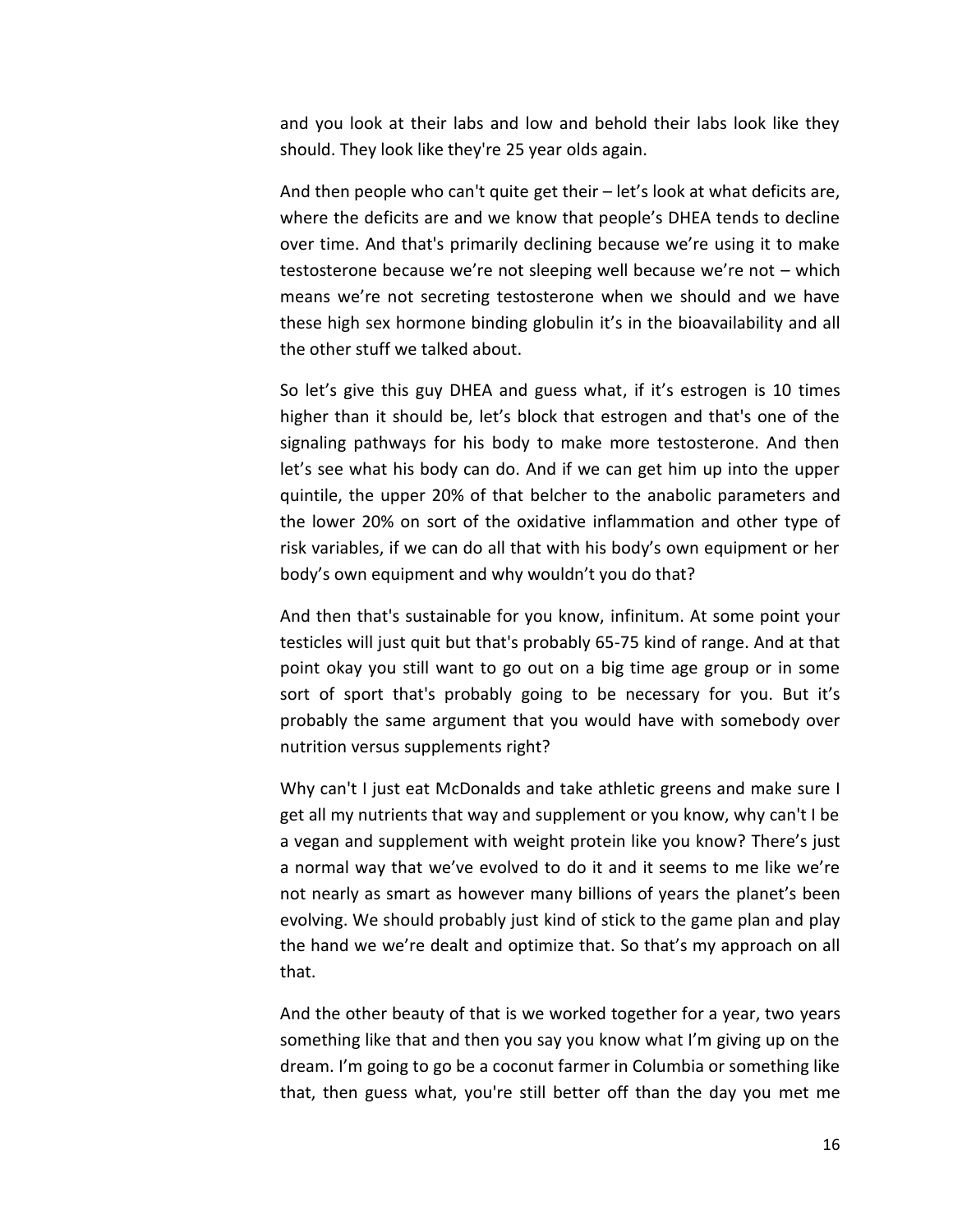and you look at their labs and low and behold their labs look like they should. They look like they're 25 year olds again.

And then people who can't quite get their – let's look at what deficits are, where the deficits are and we know that people's DHEA tends to decline over time. And that's primarily declining because we're using it to make testosterone because we're not sleeping well because we're not – which means we're not secreting testosterone when we should and we have these high sex hormone binding globulin it's in the bioavailability and all the other stuff we talked about.

So let's give this guy DHEA and guess what, if it's estrogen is 10 times higher than it should be, let's block that estrogen and that's one of the signaling pathways for his body to make more testosterone. And then let's see what his body can do. And if we can get him up into the upper quintile, the upper 20% of that belcher to the anabolic parameters and the lower 20% on sort of the oxidative inflammation and other type of risk variables, if we can do all that with his body's own equipment or her body's own equipment and why wouldn't you do that?

And then that's sustainable for you know, infinitum. At some point your testicles will just quit but that's probably 65-75 kind of range. And at that point okay you still want to go out on a big time age group or in some sort of sport that's probably going to be necessary for you. But it's probably the same argument that you would have with somebody over nutrition versus supplements right?

Why can't I just eat McDonalds and take athletic greens and make sure I get all my nutrients that way and supplement or you know, why can't I be a vegan and supplement with weight protein like you know? There's just a normal way that we've evolved to do it and it seems to me like we're not nearly as smart as however many billions of years the planet's been evolving. We should probably just kind of stick to the game plan and play the hand we we're dealt and optimize that. So that's my approach on all that.

And the other beauty of that is we worked together for a year, two years something like that and then you say you know what I'm giving up on the dream. I'm going to go be a coconut farmer in Columbia or something like that, then guess what, you're still better off than the day you met me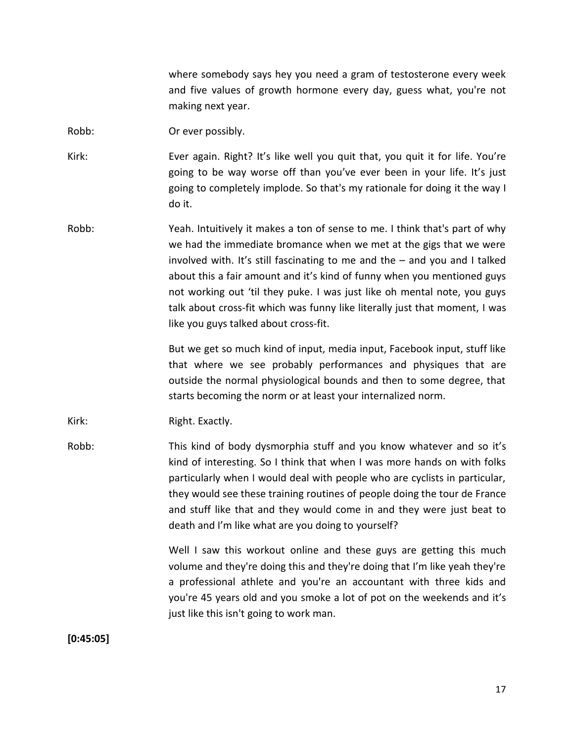where somebody says hey you need a gram of testosterone every week and five values of growth hormone every day, guess what, you're not making next year.

Robb: Or ever possibly.

Kirk: Ever again. Right? It's like well you quit that, you quit it for life. You're going to be way worse off than you've ever been in your life. It's just going to completely implode. So that's my rationale for doing it the way I do it.

Robb: Yeah. Intuitively it makes a ton of sense to me. I think that's part of why we had the immediate bromance when we met at the gigs that we were involved with. It's still fascinating to me and the – and you and I talked about this a fair amount and it's kind of funny when you mentioned guys not working out 'til they puke. I was just like oh mental note, you guys talk about cross-fit which was funny like literally just that moment, I was like you guys talked about cross-fit.

But we get so much kind of input, media input, Facebook input, stuff like that where we see probably performances and physiques that are outside the normal physiological bounds and then to some degree, that starts becoming the norm or at least your internalized norm.

Kirk: Right. Exactly.

Robb: This kind of body dysmorphia stuff and you know whatever and so it's kind of interesting. So I think that when I was more hands on with folks particularly when I would deal with people who are cyclists in particular, they would see these training routines of people doing the tour de France and stuff like that and they would come in and they were just beat to death and I'm like what are you doing to yourself?

Well I saw this workout online and these guys are getting this much volume and they're doing this and they're doing that I'm like yeah they're a professional athlete and you're an accountant with three kids and you're 45 years old and you smoke a lot of pot on the weekends and it's just like this isn't going to work man.

**[0:45:05]**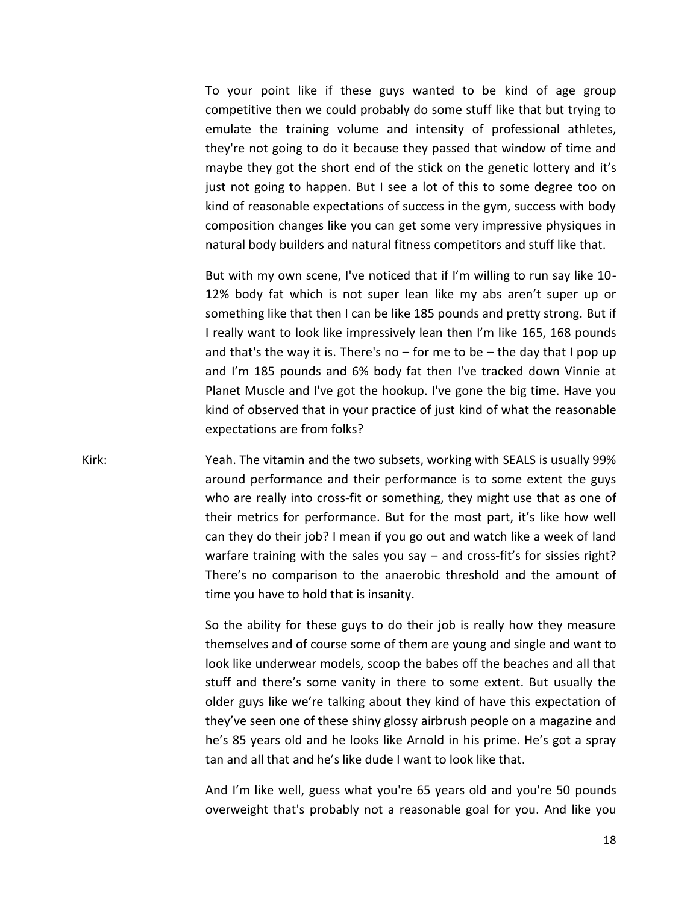To your point like if these guys wanted to be kind of age group competitive then we could probably do some stuff like that but trying to emulate the training volume and intensity of professional athletes, they're not going to do it because they passed that window of time and maybe they got the short end of the stick on the genetic lottery and it's just not going to happen. But I see a lot of this to some degree too on kind of reasonable expectations of success in the gym, success with body composition changes like you can get some very impressive physiques in natural body builders and natural fitness competitors and stuff like that.

But with my own scene, I've noticed that if I'm willing to run say like 10-12% body fat which is not super lean like my abs aren't super up or something like that then I can be like 185 pounds and pretty strong. But if I really want to look like impressively lean then I'm like 165, 168 pounds and that's the way it is. There's no – for me to be – the day that I pop up and I'm 185 pounds and 6% body fat then I've tracked down Vinnie at Planet Muscle and I've got the hookup. I've gone the big time. Have you kind of observed that in your practice of just kind of what the reasonable expectations are from folks?

Kirk: Yeah. The vitamin and the two subsets, working with SEALS is usually 99% around performance and their performance is to some extent the guys who are really into cross-fit or something, they might use that as one of their metrics for performance. But for the most part, it's like how well can they do their job? I mean if you go out and watch like a week of land warfare training with the sales you say – and cross-fit's for sissies right? There's no comparison to the anaerobic threshold and the amount of time you have to hold that is insanity.

So the ability for these guys to do their job is really how they measure themselves and of course some of them are young and single and want to look like underwear models, scoop the babes off the beaches and all that stuff and there's some vanity in there to some extent. But usually the older guys like we're talking about they kind of have this expectation of they've seen one of these shiny glossy airbrush people on a magazine and he's 85 years old and he looks like Arnold in his prime. He's got a spray tan and all that and he's like dude I want to look like that.

And I'm like well, guess what you're 65 years old and you're 50 pounds overweight that's probably not a reasonable goal for you. And like you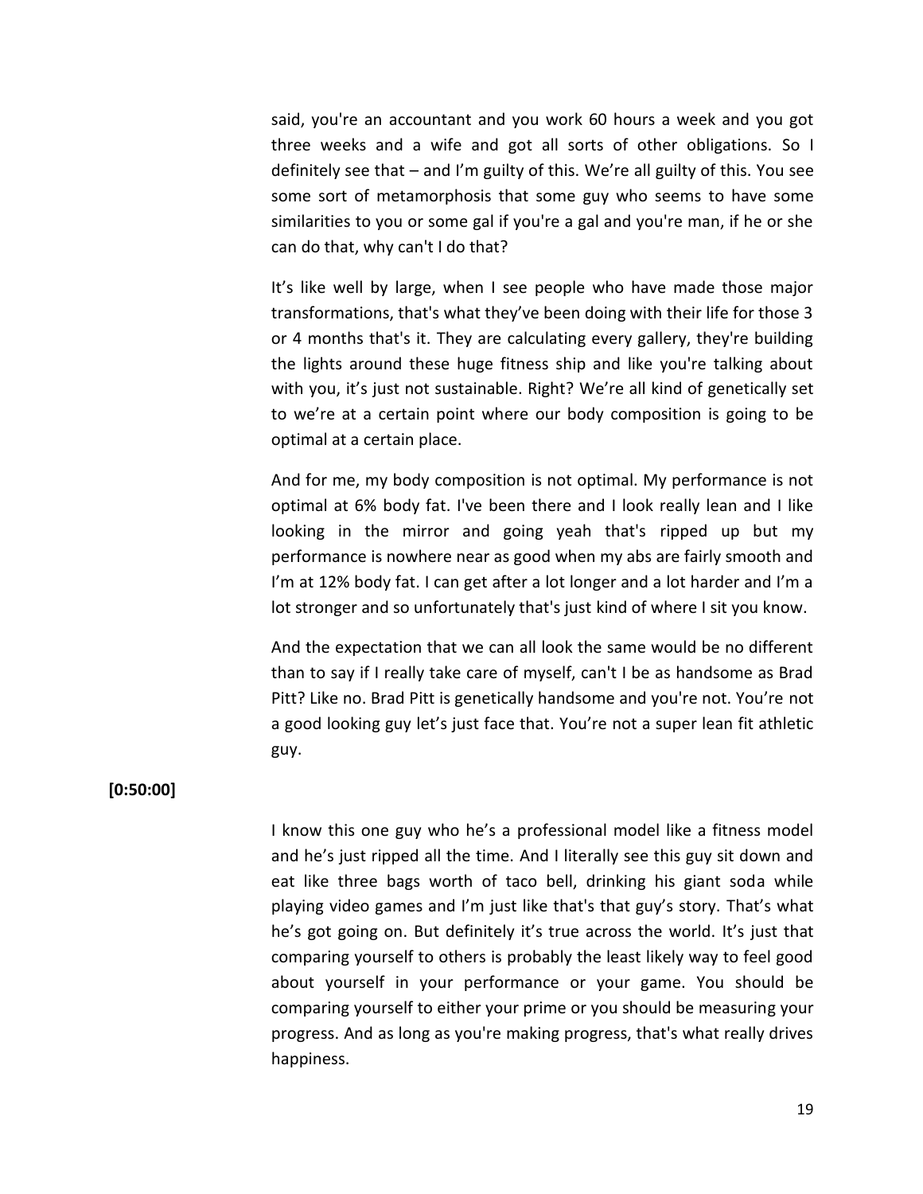said, you're an accountant and you work 60 hours a week and you got three weeks and a wife and got all sorts of other obligations. So I definitely see that – and I'm guilty of this. We're all guilty of this. You see some sort of metamorphosis that some guy who seems to have some similarities to you or some gal if you're a gal and you're man, if he or she can do that, why can't I do that?

It's like well by large, when I see people who have made those major transformations, that's what they've been doing with their life for those 3 or 4 months that's it. They are calculating every gallery, they're building the lights around these huge fitness ship and like you're talking about with you, it's just not sustainable. Right? We're all kind of genetically set to we're at a certain point where our body composition is going to be optimal at a certain place.

And for me, my body composition is not optimal. My performance is not optimal at 6% body fat. I've been there and I look really lean and I like looking in the mirror and going yeah that's ripped up but my performance is nowhere near as good when my abs are fairly smooth and I'm at 12% body fat. I can get after a lot longer and a lot harder and I'm a lot stronger and so unfortunately that's just kind of where I sit you know.

And the expectation that we can all look the same would be no different than to say if I really take care of myself, can't I be as handsome as Brad Pitt? Like no. Brad Pitt is genetically handsome and you're not. You're not a good looking guy let's just face that. You're not a super lean fit athletic guy.

**[0:50:00]**

I know this one guy who he's a professional model like a fitness model and he's just ripped all the time. And I literally see this guy sit down and eat like three bags worth of taco bell, drinking his giant soda while playing video games and I'm just like that's that guy's story. That's what he's got going on. But definitely it's true across the world. It's just that comparing yourself to others is probably the least likely way to feel good about yourself in your performance or your game. You should be comparing yourself to either your prime or you should be measuring your progress. And as long as you're making progress, that's what really drives happiness.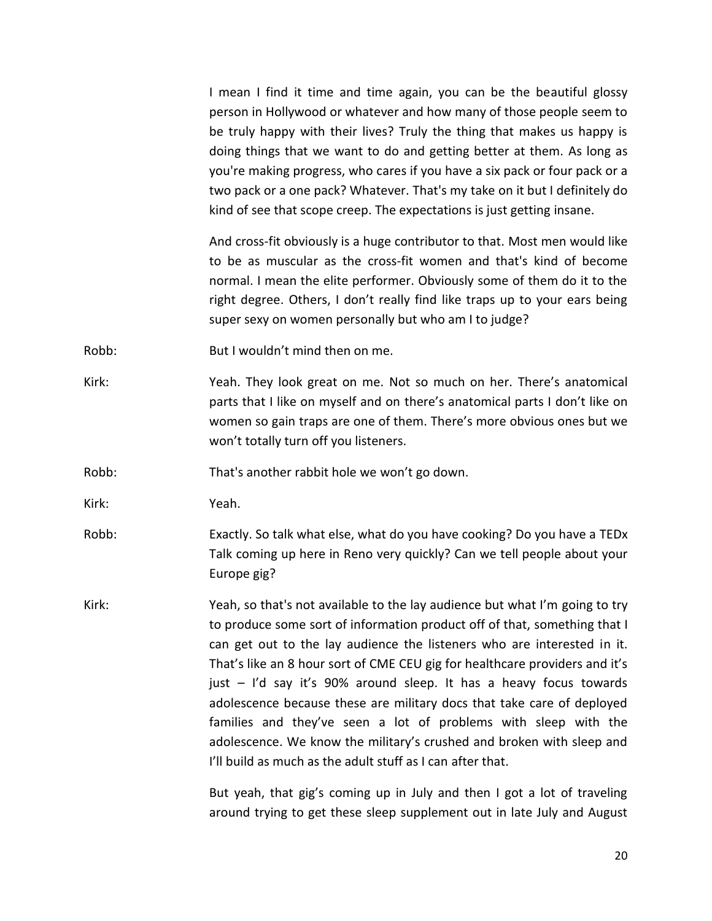I mean I find it time and time again, you can be the beautiful glossy person in Hollywood or whatever and how many of those people seem to be truly happy with their lives? Truly the thing that makes us happy is doing things that we want to do and getting better at them. As long as you're making progress, who cares if you have a six pack or four pack or a two pack or a one pack? Whatever. That's my take on it but I definitely do kind of see that scope creep. The expectations is just getting insane.

And cross-fit obviously is a huge contributor to that. Most men would like to be as muscular as the cross-fit women and that's kind of become normal. I mean the elite performer. Obviously some of them do it to the right degree. Others, I don't really find like traps up to your ears being super sexy on women personally but who am I to judge?

Robb: But I wouldn't mind then on me.

Kirk: Yeah. They look great on me. Not so much on her. There's anatomical parts that I like on myself and on there's anatomical parts I don't like on women so gain traps are one of them. There's more obvious ones but we won't totally turn off you listeners.

Robb: That's another rabbit hole we won't go down.

Kirk: Yeah.

Robb: Exactly. So talk what else, what do you have cooking? Do you have a TEDx Talk coming up here in Reno very quickly? Can we tell people about your Europe gig?

Kirk: Yeah, so that's not available to the lay audience but what I'm going to try to produce some sort of information product off of that, something that I can get out to the lay audience the listeners who are interested in it. That's like an 8 hour sort of CME CEU gig for healthcare providers and it's just – I'd say it's 90% around sleep. It has a heavy focus towards adolescence because these are military docs that take care of deployed families and they've seen a lot of problems with sleep with the adolescence. We know the military's crushed and broken with sleep and I'll build as much as the adult stuff as I can after that.

But yeah, that gig's coming up in July and then I got a lot of traveling around trying to get these sleep supplement out in late July and August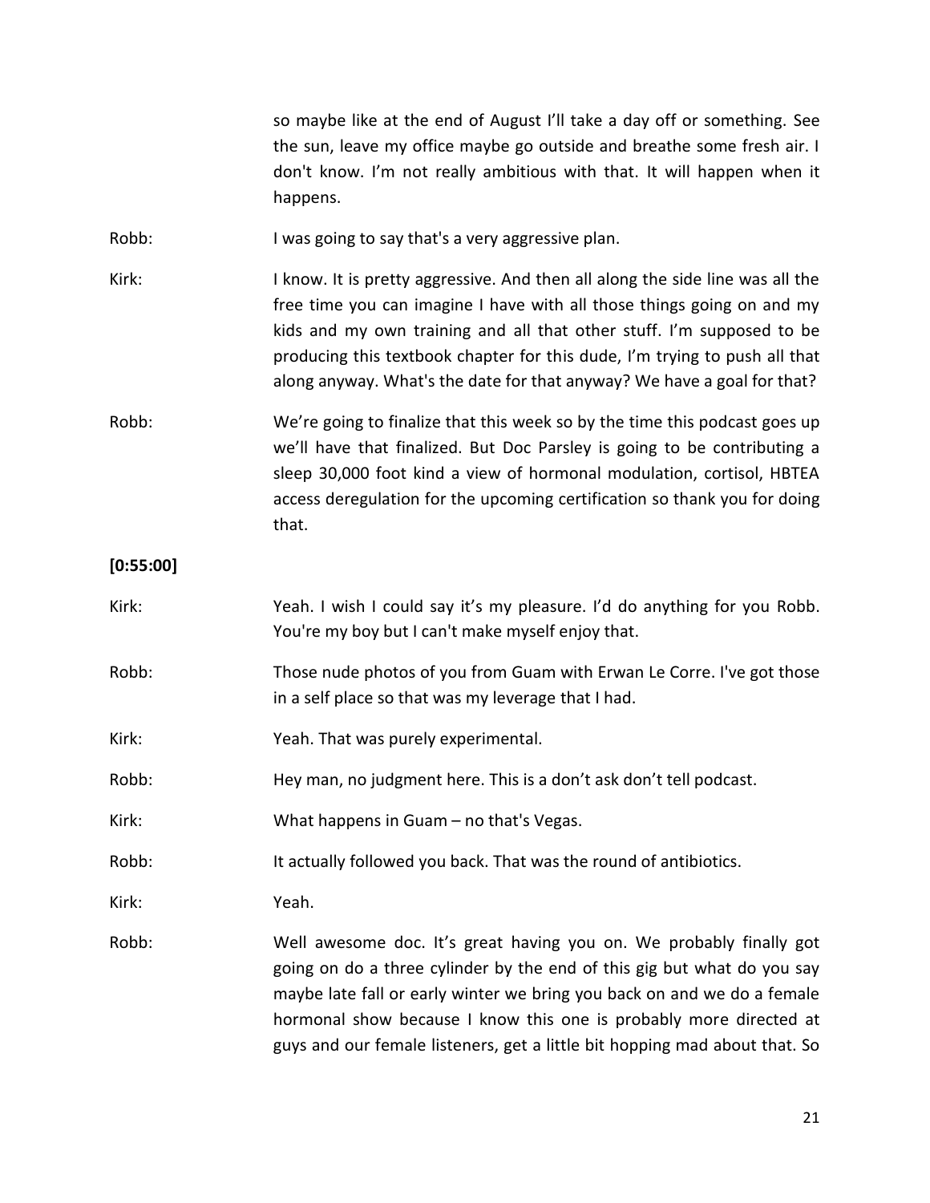so maybe like at the end of August I'll take a day off or something. See the sun, leave my office maybe go outside and breathe some fresh air. I don't know. I'm not really ambitious with that. It will happen when it happens.

Robb: I was going to say that's a very aggressive plan.

Kirk: I know. It is pretty aggressive. And then all along the side line was all the free time you can imagine I have with all those things going on and my kids and my own training and all that other stuff. I'm supposed to be producing this textbook chapter for this dude, I'm trying to push all that along anyway. What's the date for that anyway? We have a goal for that?

Robb: We're going to finalize that this week so by the time this podcast goes up we'll have that finalized. But Doc Parsley is going to be contributing a sleep 30,000 foot kind a view of hormonal modulation, cortisol, HBTEA access deregulation for the upcoming certification so thank you for doing that.

**[0:55:00]**

Kirk: Yeah. I wish I could say it's my pleasure. I'd do anything for you Robb. You're my boy but I can't make myself enjoy that.

Robb: Those nude photos of you from Guam with Erwan Le Corre. I've got those in a self place so that was my leverage that I had.

Kirk: Yeah. That was purely experimental.

Robb: Hey man, no judgment here. This is a don't ask don't tell podcast.

Kirk: What happens in Guam – no that's Vegas.

Robb: It actually followed you back. That was the round of antibiotics.

Kirk: Yeah.

Robb: Well awesome doc. It's great having you on. We probably finally got going on do a three cylinder by the end of this gig but what do you say maybe late fall or early winter we bring you back on and we do a female hormonal show because I know this one is probably more directed at guys and our female listeners, get a little bit hopping mad about that. So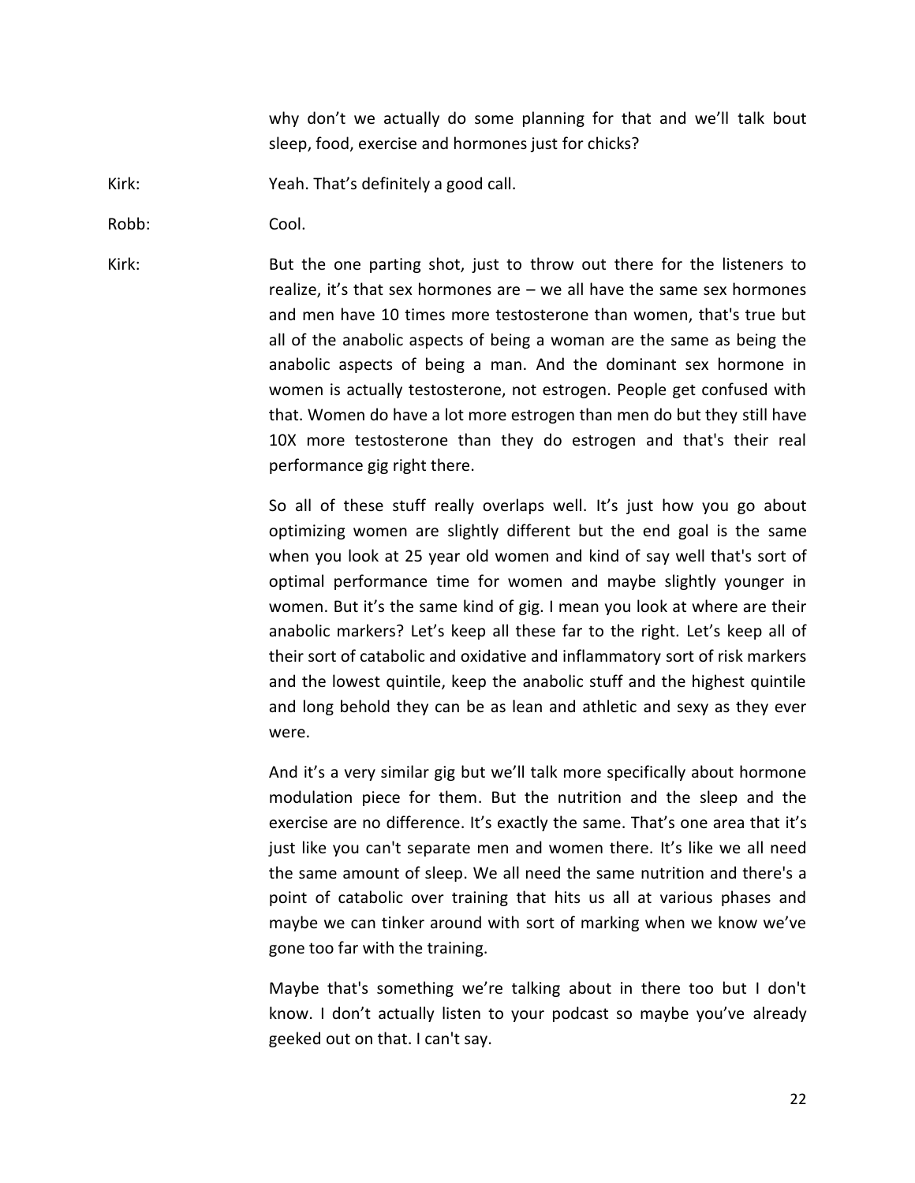why don't we actually do some planning for that and we'll talk bout sleep, food, exercise and hormones just for chicks?

Kirk: Yeah. That's definitely a good call.

Robb: Cool.

Kirk: But the one parting shot, just to throw out there for the listeners to realize, it's that sex hormones are – we all have the same sex hormones and men have 10 times more testosterone than women, that's true but all of the anabolic aspects of being a woman are the same as being the anabolic aspects of being a man. And the dominant sex hormone in women is actually testosterone, not estrogen. People get confused with that. Women do have a lot more estrogen than men do but they still have 10X more testosterone than they do estrogen and that's their real performance gig right there.

So all of these stuff really overlaps well. It's just how you go about optimizing women are slightly different but the end goal is the same when you look at 25 year old women and kind of say well that's sort of optimal performance time for women and maybe slightly younger in women. But it's the same kind of gig. I mean you look at where are their anabolic markers? Let's keep all these far to the right. Let's keep all of their sort of catabolic and oxidative and inflammatory sort of risk markers and the lowest quintile, keep the anabolic stuff and the highest quintile and long behold they can be as lean and athletic and sexy as they ever were.

And it's a very similar gig but we'll talk more specifically about hormone modulation piece for them. But the nutrition and the sleep and the exercise are no difference. It's exactly the same. That's one area that it's just like you can't separate men and women there. It's like we all need the same amount of sleep. We all need the same nutrition and there's a point of catabolic over training that hits us all at various phases and maybe we can tinker around with sort of marking when we know we've gone too far with the training.

Maybe that's something we're talking about in there too but I don't know. I don't actually listen to your podcast so maybe you've already geeked out on that. I can't say.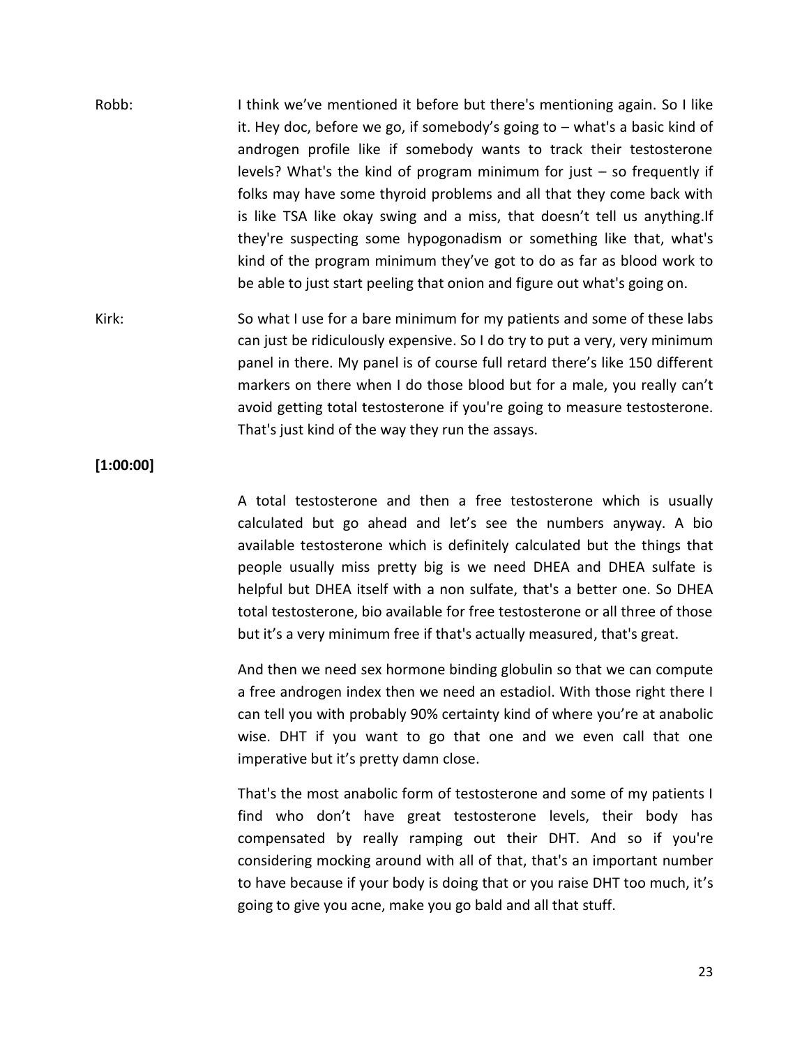Robb: I think we've mentioned it before but there's mentioning again. So I like it. Hey doc, before we go, if somebody's going to – what's a basic kind of androgen profile like if somebody wants to track their testosterone levels? What's the kind of program minimum for just – so frequently if folks may have some thyroid problems and all that they come back with is like TSA like okay swing and a miss, that doesn't tell us anything.If they're suspecting some hypogonadism or something like that, what's kind of the program minimum they've got to do as far as blood work to be able to just start peeling that onion and figure out what's going on.

Kirk: So what I use for a bare minimum for my patients and some of these labs can just be ridiculously expensive. So I do try to put a very, very minimum panel in there. My panel is of course full retard there's like 150 different markers on there when I do those blood but for a male, you really can't avoid getting total testosterone if you're going to measure testosterone. That's just kind of the way they run the assays.

**[1:00:00]**

A total testosterone and then a free testosterone which is usually calculated but go ahead and let's see the numbers anyway. A bio available testosterone which is definitely calculated but the things that people usually miss pretty big is we need DHEA and DHEA sulfate is helpful but DHEA itself with a non sulfate, that's a better one. So DHEA total testosterone, bio available for free testosterone or all three of those but it's a very minimum free if that's actually measured, that's great.

And then we need sex hormone binding globulin so that we can compute a free androgen index then we need an estadiol. With those right there I can tell you with probably 90% certainty kind of where you're at anabolic wise. DHT if you want to go that one and we even call that one imperative but it's pretty damn close.

That's the most anabolic form of testosterone and some of my patients I find who don't have great testosterone levels, their body has compensated by really ramping out their DHT. And so if you're considering mocking around with all of that, that's an important number to have because if your body is doing that or you raise DHT too much, it's going to give you acne, make you go bald and all that stuff.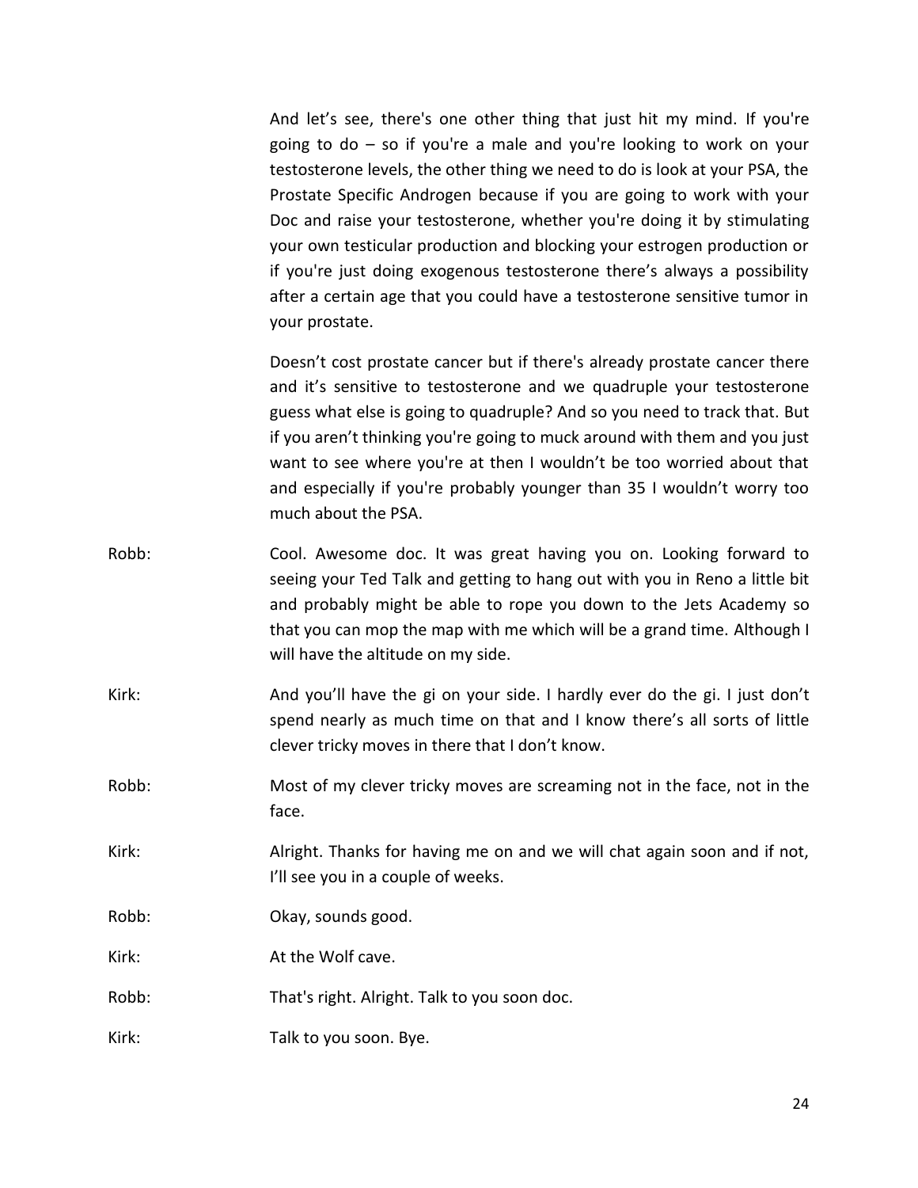And let's see, there's one other thing that just hit my mind. If you're going to do – so if you're a male and you're looking to work on your testosterone levels, the other thing we need to do is look at your PSA, the Prostate Specific Androgen because if you are going to work with your Doc and raise your testosterone, whether you're doing it by stimulating your own testicular production and blocking your estrogen production or if you're just doing exogenous testosterone there's always a possibility after a certain age that you could have a testosterone sensitive tumor in your prostate.

Doesn't cost prostate cancer but if there's already prostate cancer there and it's sensitive to testosterone and we quadruple your testosterone guess what else is going to quadruple? And so you need to track that. But if you aren't thinking you're going to muck around with them and you just want to see where you're at then I wouldn't be too worried about that and especially if you're probably younger than 35 I wouldn't worry too much about the PSA.

Robb: Cool. Awesome doc. It was great having you on. Looking forward to seeing your Ted Talk and getting to hang out with you in Reno a little bit and probably might be able to rope you down to the Jets Academy so that you can mop the map with me which will be a grand time. Although I will have the altitude on my side.

Kirk: And you'll have the gi on your side. I hardly ever do the gi. I just don't spend nearly as much time on that and I know there's all sorts of little clever tricky moves in there that I don't know.

Robb: Most of my clever tricky moves are screaming not in the face, not in the face.

Kirk: Alright. Thanks for having me on and we will chat again soon and if not, I'll see you in a couple of weeks.

Robb: Okay, sounds good.

Kirk: At the Wolf cave.

Robb: That's right. Alright. Talk to you soon doc.

Kirk: Talk to you soon. Bye.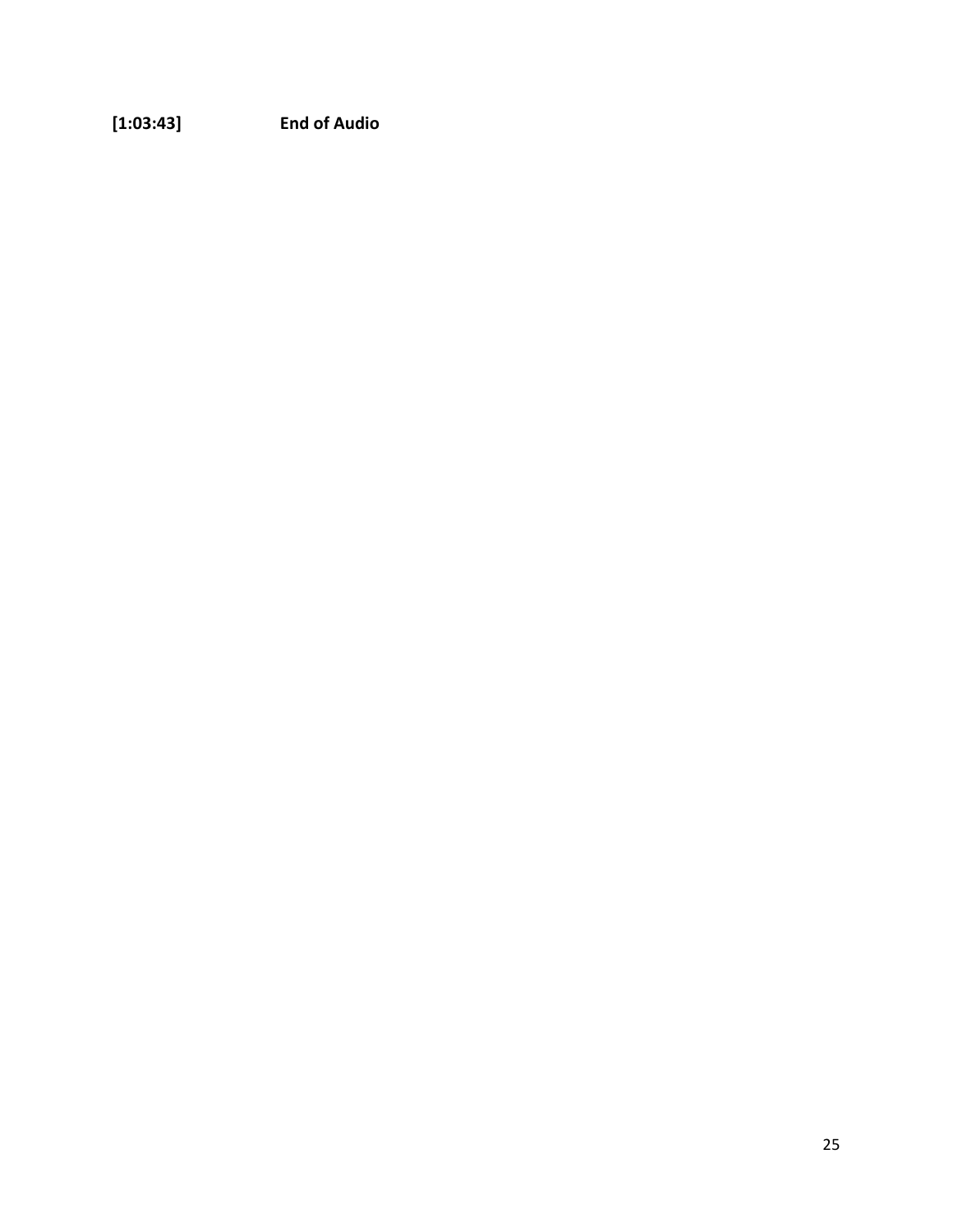**[1:03:43]** **End of Audio**